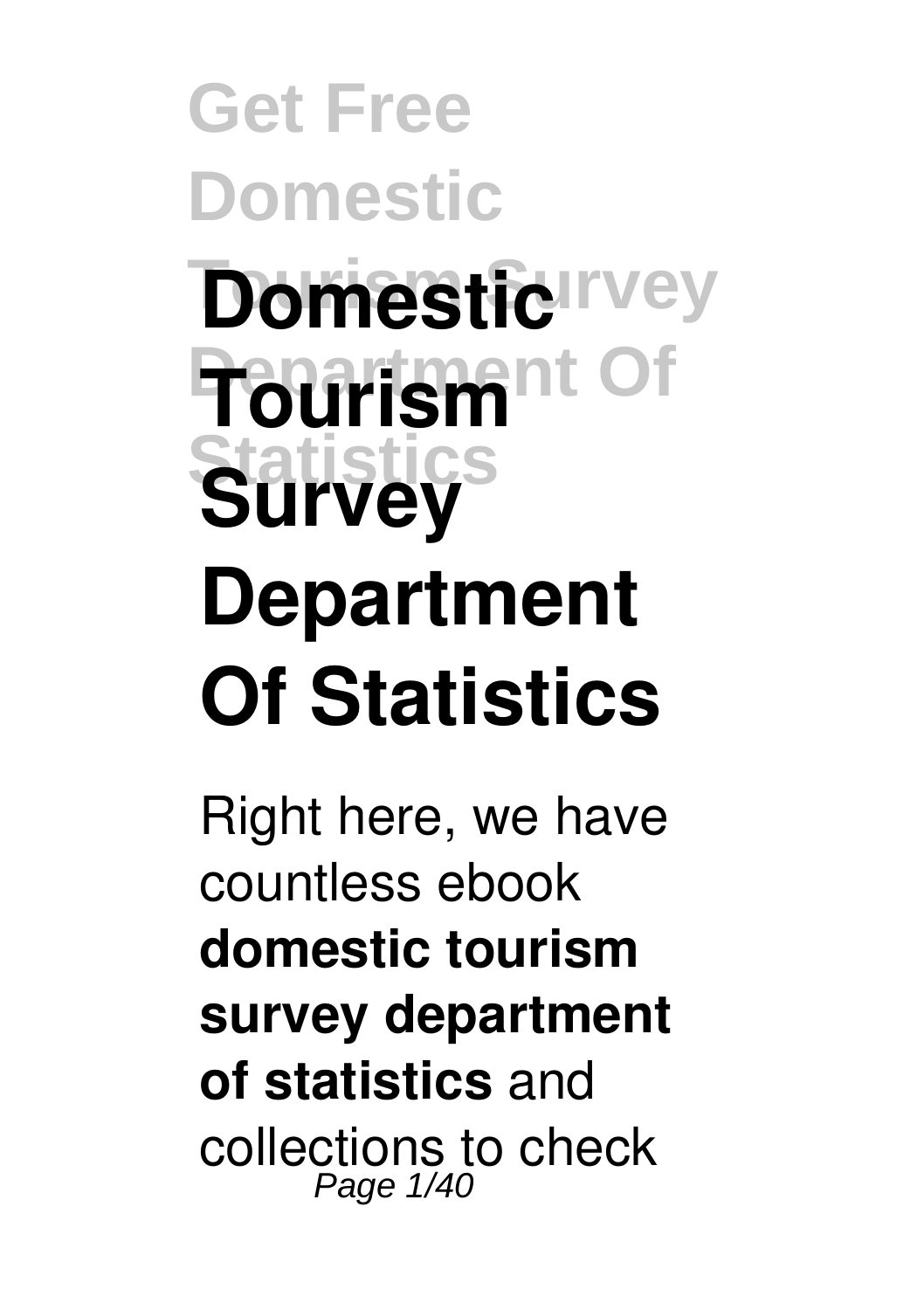# Domestic Tourism Survey Department Of Statistics

Right here, we have countless ebook **domestic tourism survey department of statistics** and collections to check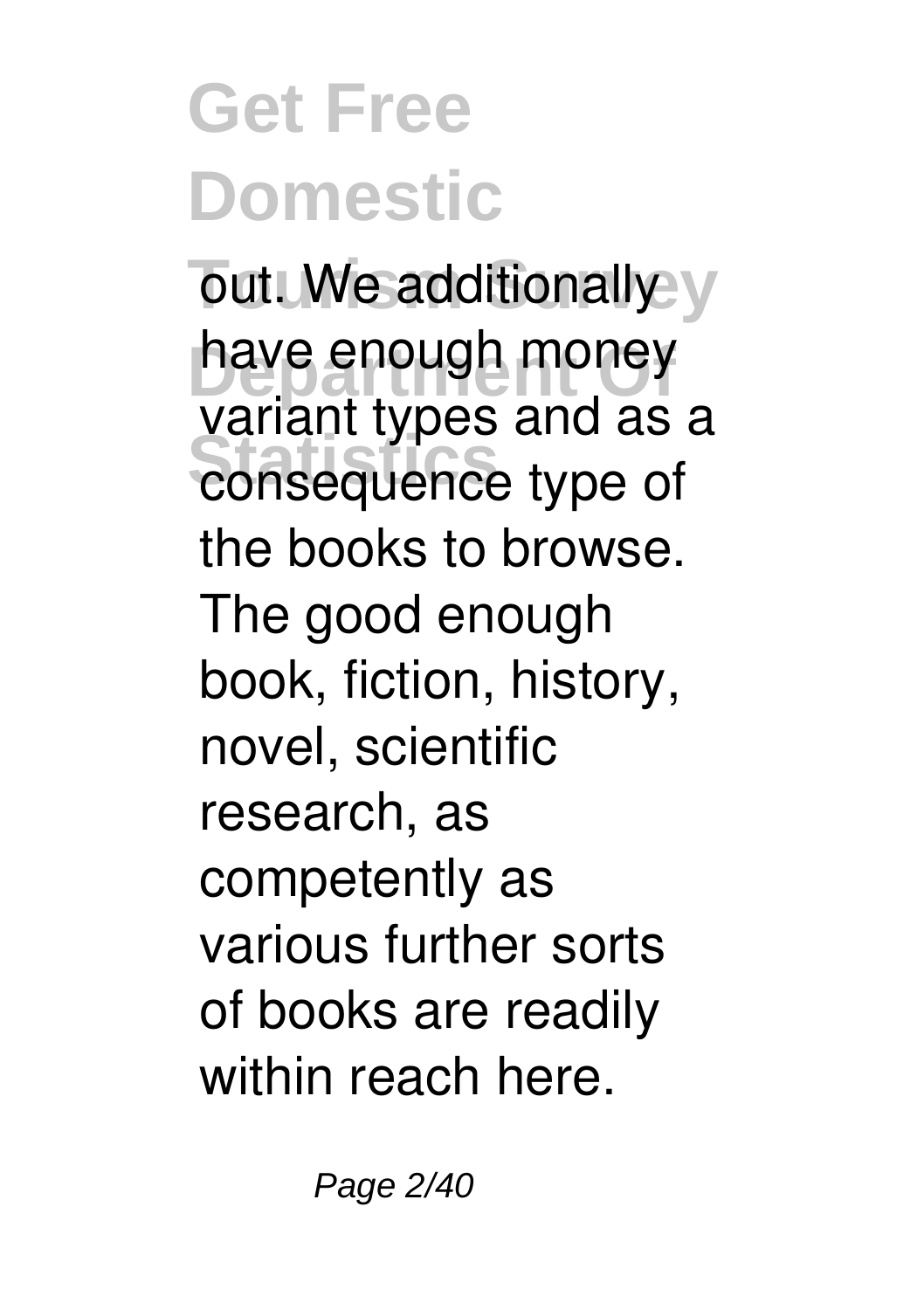out. We additionally have enough money variant types and as a consequence type of the books to browse. The good enough book, fiction, history, novel, scientific research, as competently as various further sorts of books are readily within reach here.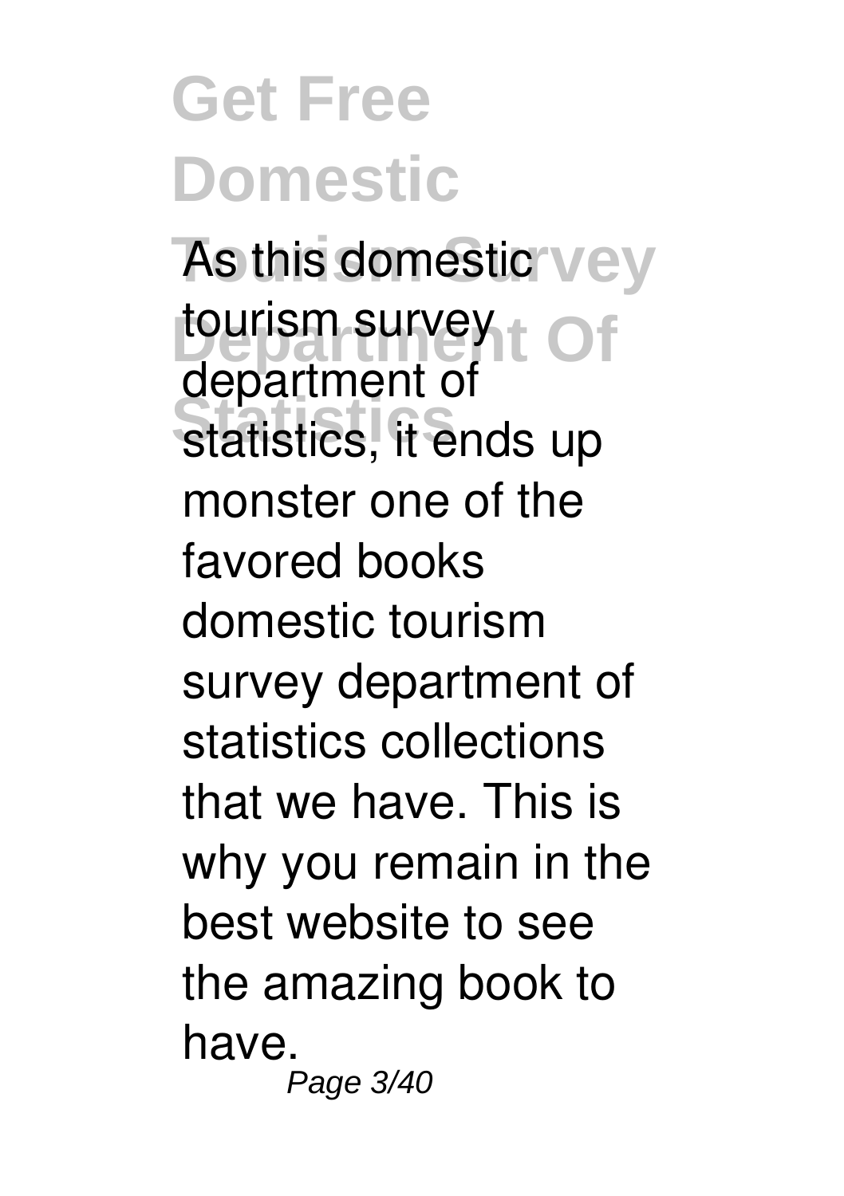As this domestic tourism survey department of statistics, it ends up monster one of the favored books domestic tourism survey department of statistics collections that we have. This is why you remain in the best website to see the amazing book to have.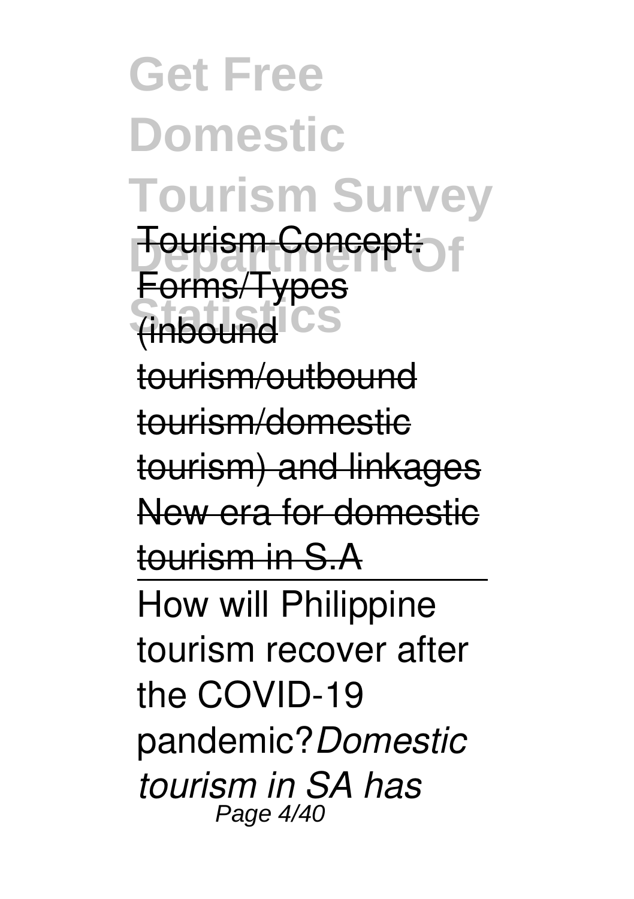Tourism Concept: Forms/Types (inbound tourism/outbound tourism/domestic tourism) and linkages New era for domestic tourism in S.A

---

How will Philippine tourism recover after the COVID-19 pandemic? *Domestic tourism in SA has*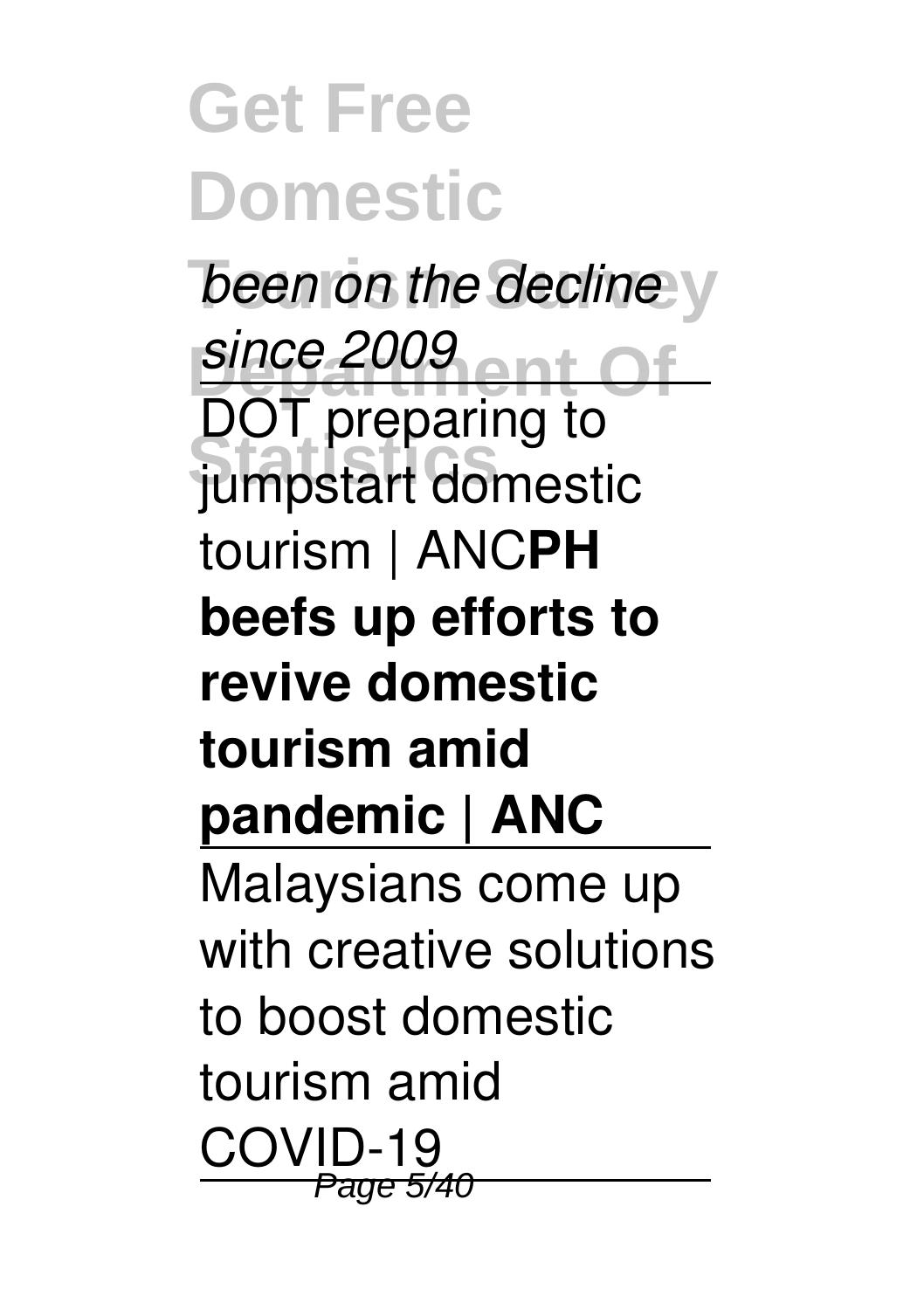*been on the decline since 2009*

DOT preparing to jumpstart domestic tourism | ANC

**PH beefs up efforts to revive domestic tourism amid pandemic | ANC**

Malaysians come up with creative solutions to boost domestic tourism amid COVID-19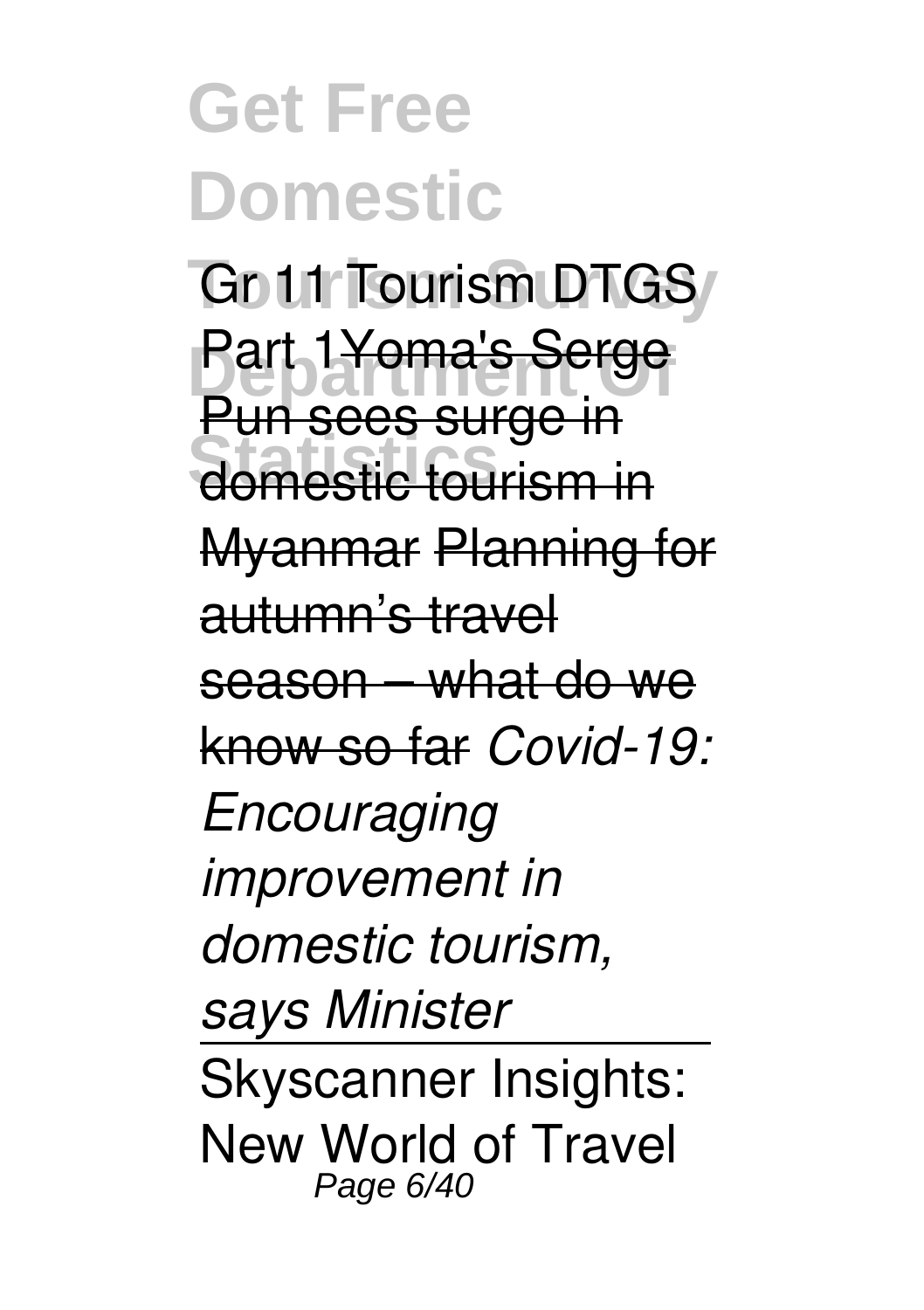Gr 11 Tourism DTGS Part 1~~Yoma's Serge Pun sees surge in domestic tourism in Myanmar~~ ~~Planning for autumn's travel season – what do we know so far~~ *Covid-19: Encouraging improvement in domestic tourism, says Minister*

Skyscanner Insights: New World of Travel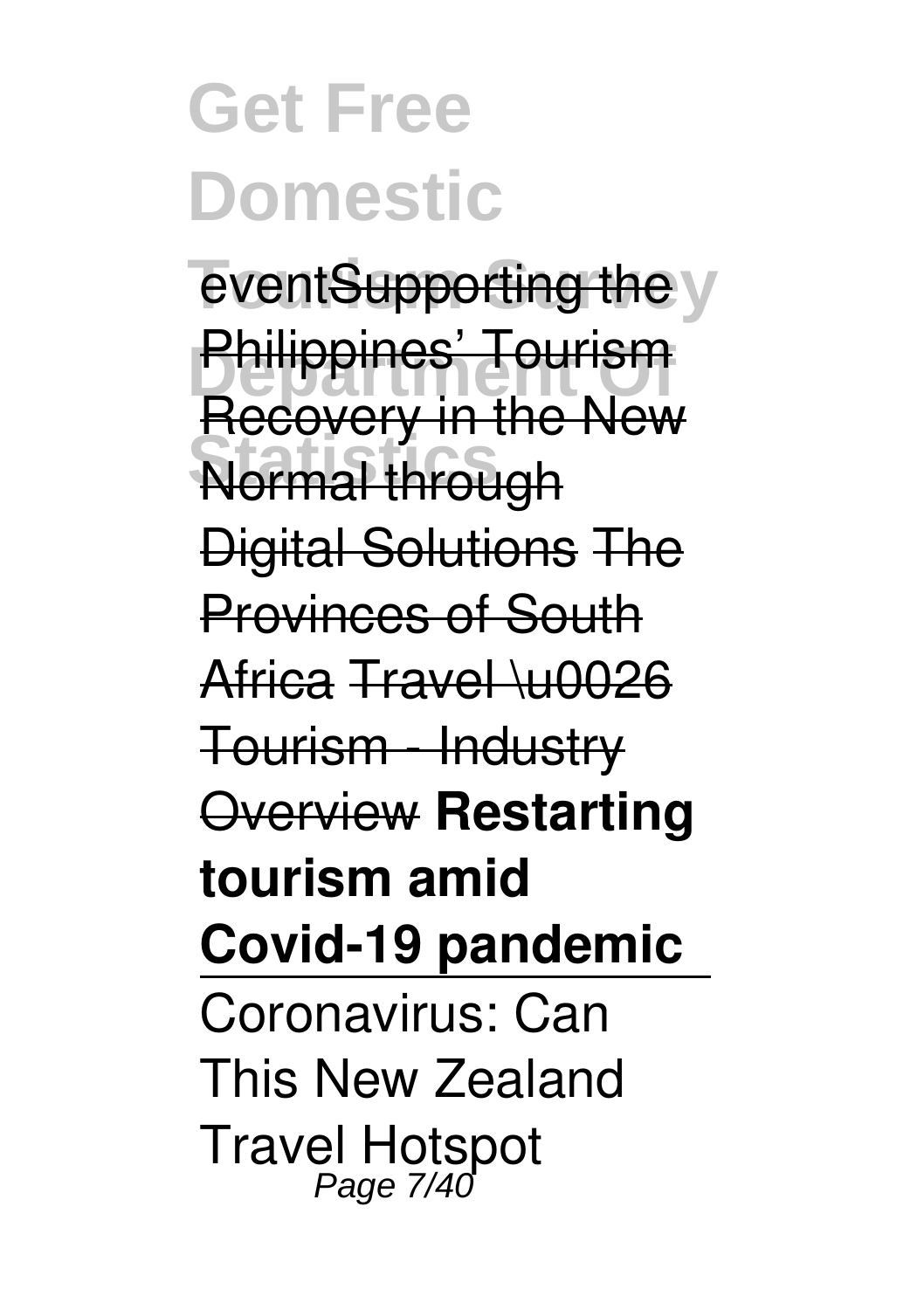eventSupporting the Philippines' Tourism Recovery in the New Normal through Digital Solutions The Provinces of South Africa Travel \u0026 Tourism - Industry Overview **Restarting tourism amid Covid-19 pandemic**

Coronavirus: Can This New Zealand Travel Hotspot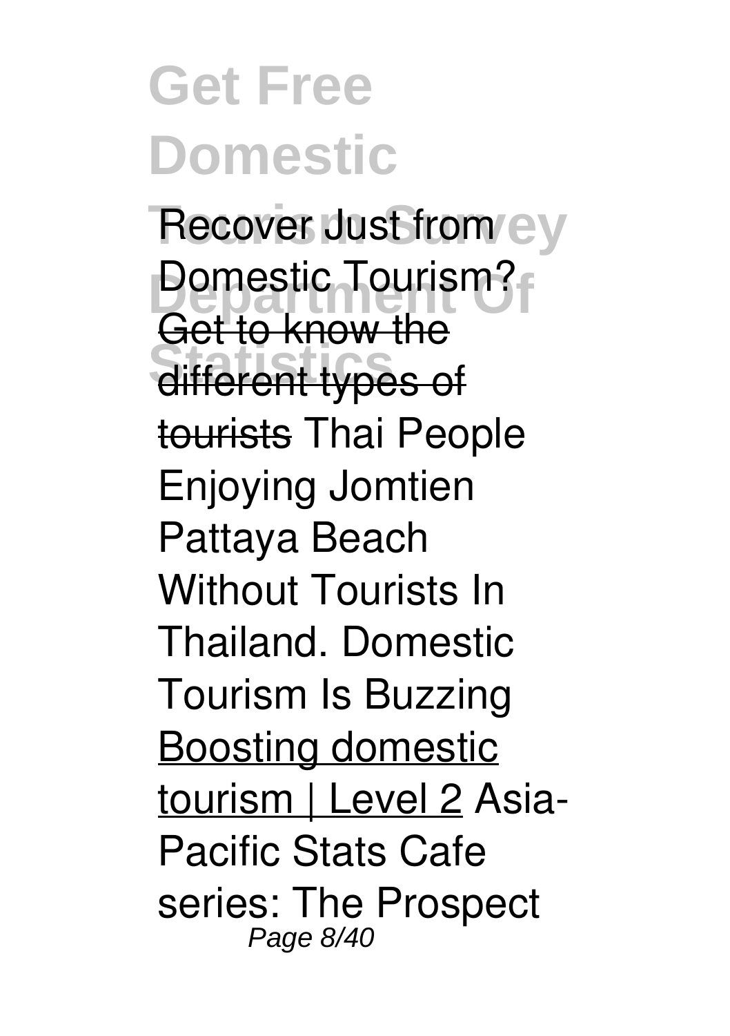Recover Just from Domestic Tourism? ~~Get to know the different types of tourists~~ Thai People Enjoying Jomtien Pattaya Beach Without Tourists In Thailand. Domestic Tourism Is Buzzing Boosting domestic tourism | Level 2 Asia-Pacific Stats Cafe series: The Prospect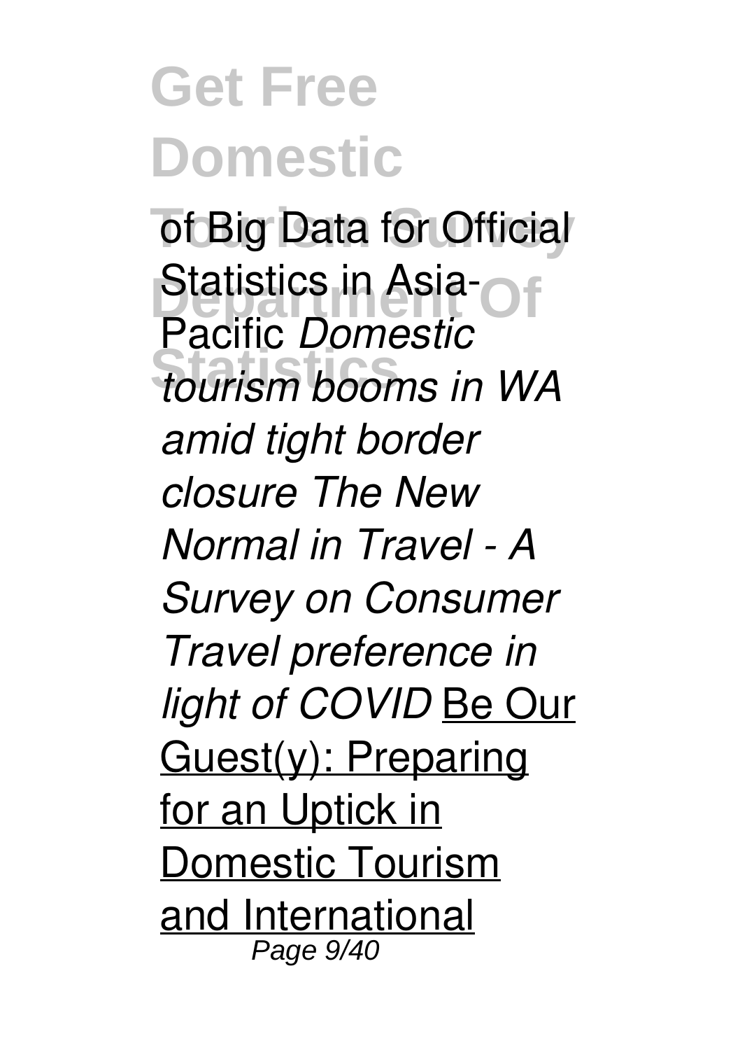of Big Data for Official Statistics in Asia-Pacific *Domestic tourism booms in WA amid tight border closure The New Normal in Travel - A Survey on Consumer Travel preference in light of COVID* Be Our Guest(y): Preparing for an Uptick in Domestic Tourism and International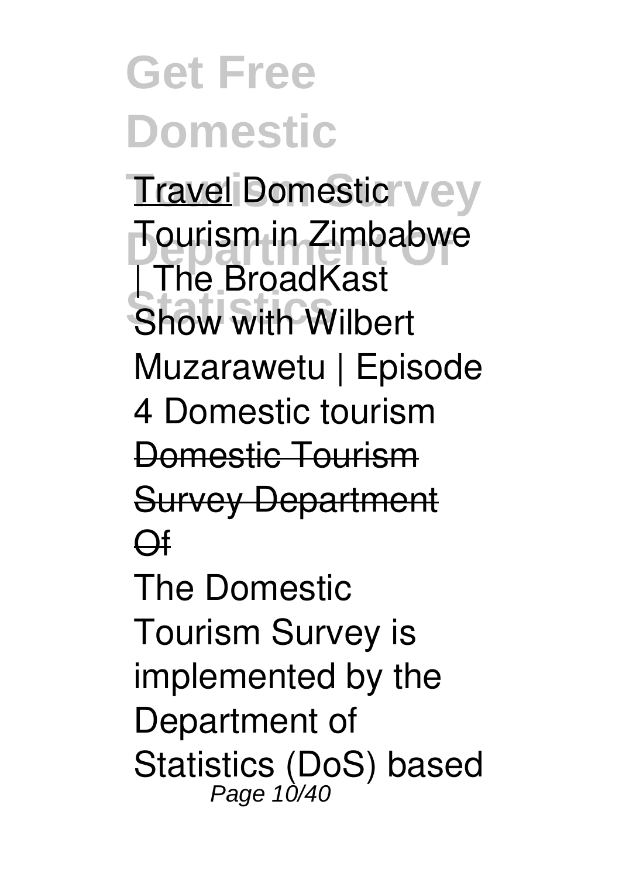Travel Domestic Tourism in Zimbabwe | The BroadKast Show with Wilbert Muzarawetu | Episode 4 Domestic tourism Domestic Tourism Survey Department Of

The Domestic Tourism Survey is implemented by the Department of Statistics (DoS) based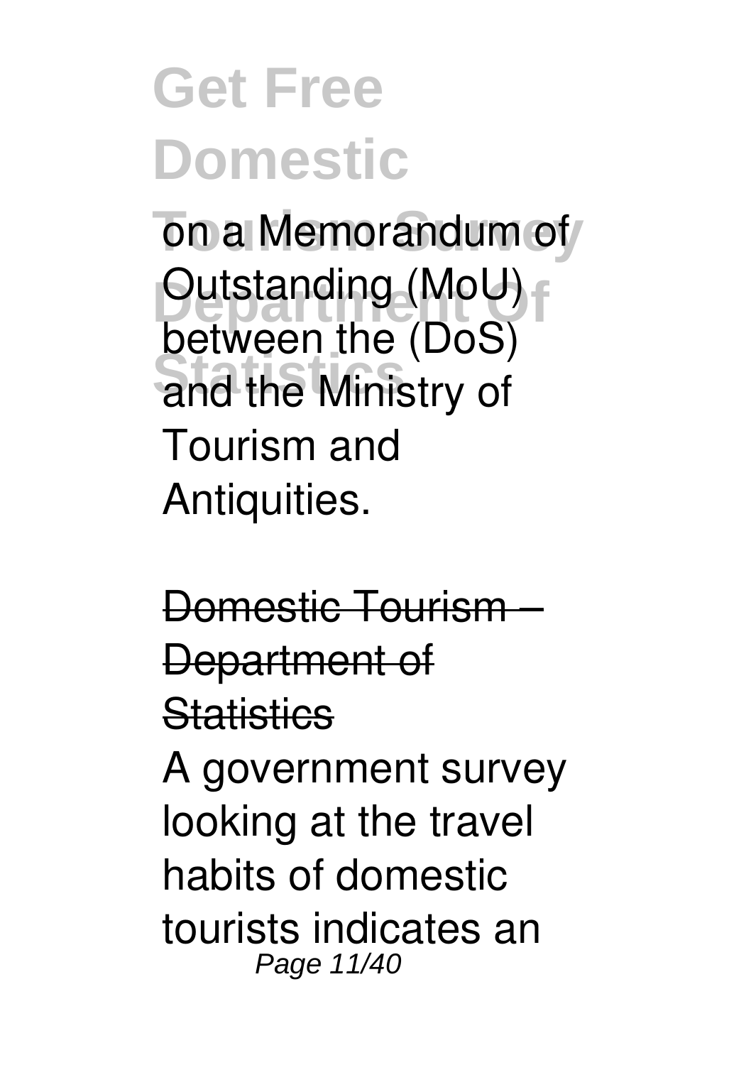on a Memorandum of Outstanding (MoU) between the (DoS) and the Ministry of Tourism and Antiquities.

Domestic Tourism – Department of Statistics

A government survey looking at the travel habits of domestic tourists indicates an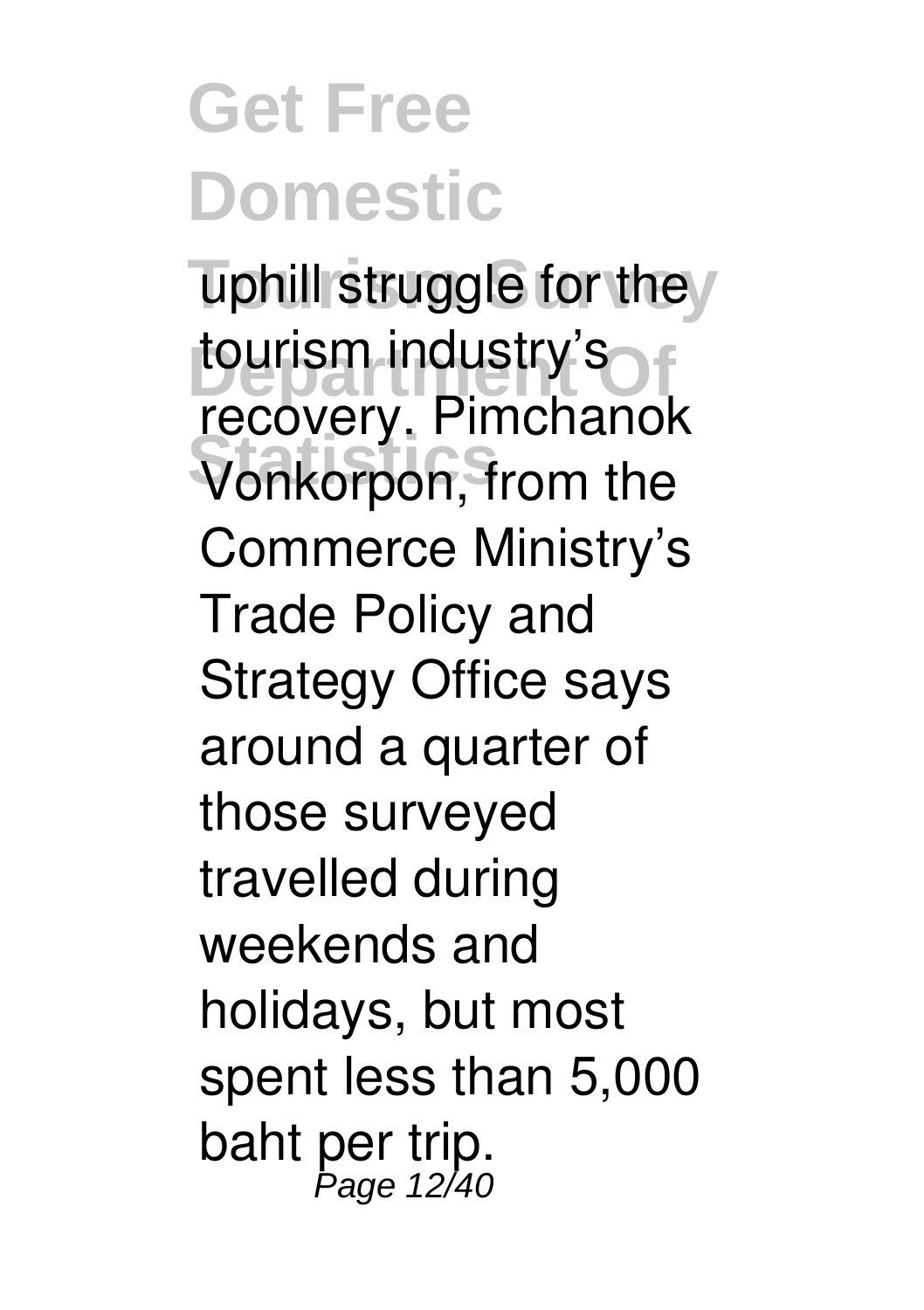uphill struggle for the tourism industry's recovery. Pimchanok Vonkorpon, from the Commerce Ministry's Trade Policy and Strategy Office says around a quarter of those surveyed travelled during weekends and holidays, but most spent less than 5,000 baht per trip.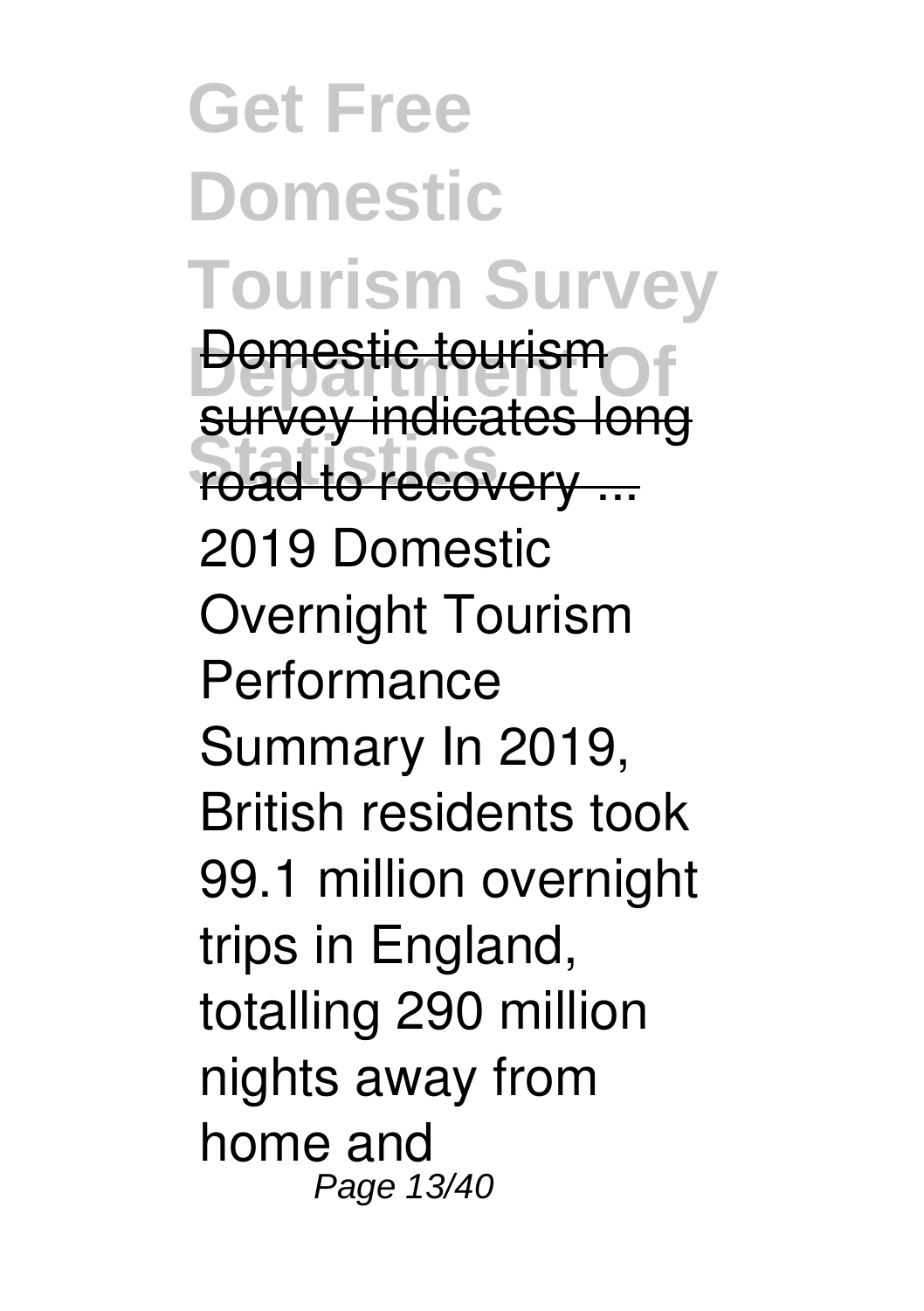Domestic tourism survey indicates long road to recovery ...

2019 Domestic Overnight Tourism Performance Summary In 2019, British residents took 99.1 million overnight trips in England, totalling 290 million nights away from home and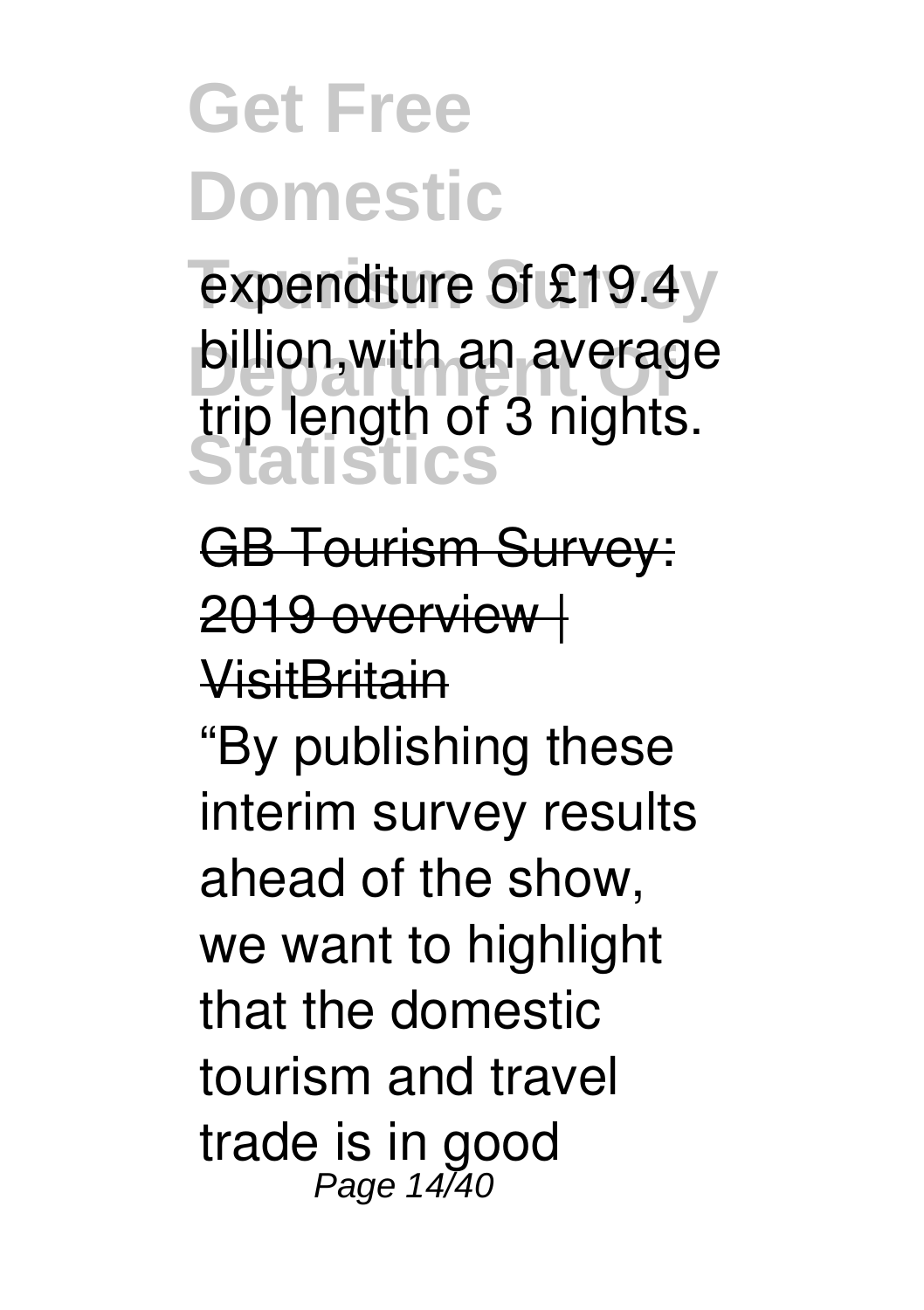expenditure of £19.4 billion,with an average trip length of 3 nights.

GB Tourism Survey: 2019 overview | VisitBritain

"By publishing these interim survey results ahead of the show, we want to highlight that the domestic tourism and travel trade is in good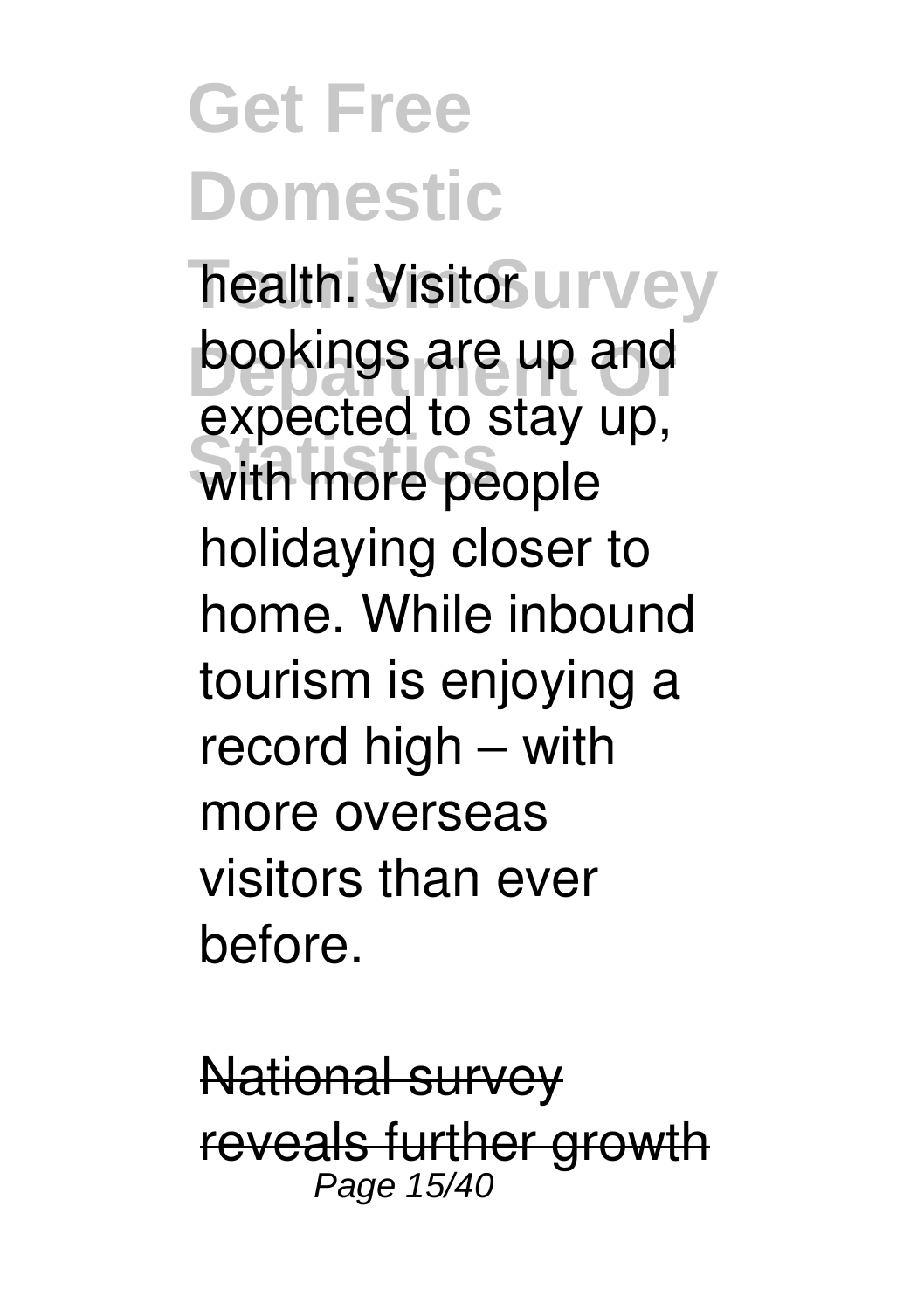health. Visitor bookings are up and expected to stay up, with more people holidaying closer to home. While inbound tourism is enjoying a record high – with more overseas visitors than ever before.

~~National survey reveals further growth~~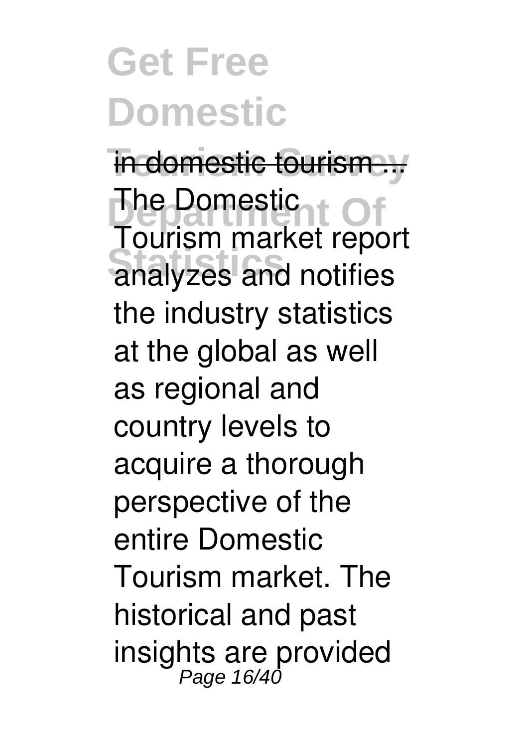in domestic tourism ...

The Domestic Tourism market report analyzes and notifies the industry statistics at the global as well as regional and country levels to acquire a thorough perspective of the entire Domestic Tourism market. The historical and past insights are provided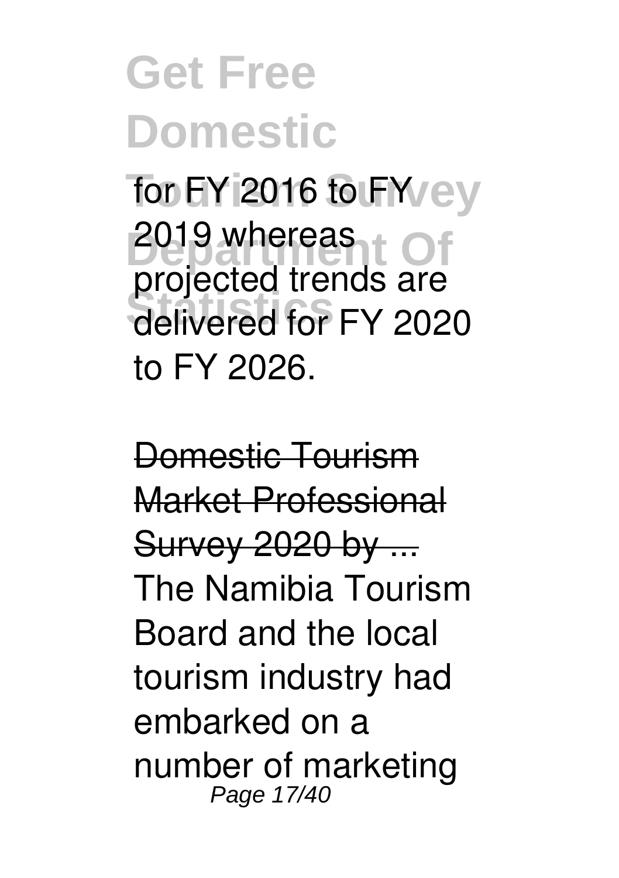for FY 2016 to FY 2019 whereas projected trends are delivered for FY 2020 to FY 2026.

Domestic Tourism Market Professional Survey 2020 by ...

The Namibia Tourism Board and the local tourism industry had embarked on a number of marketing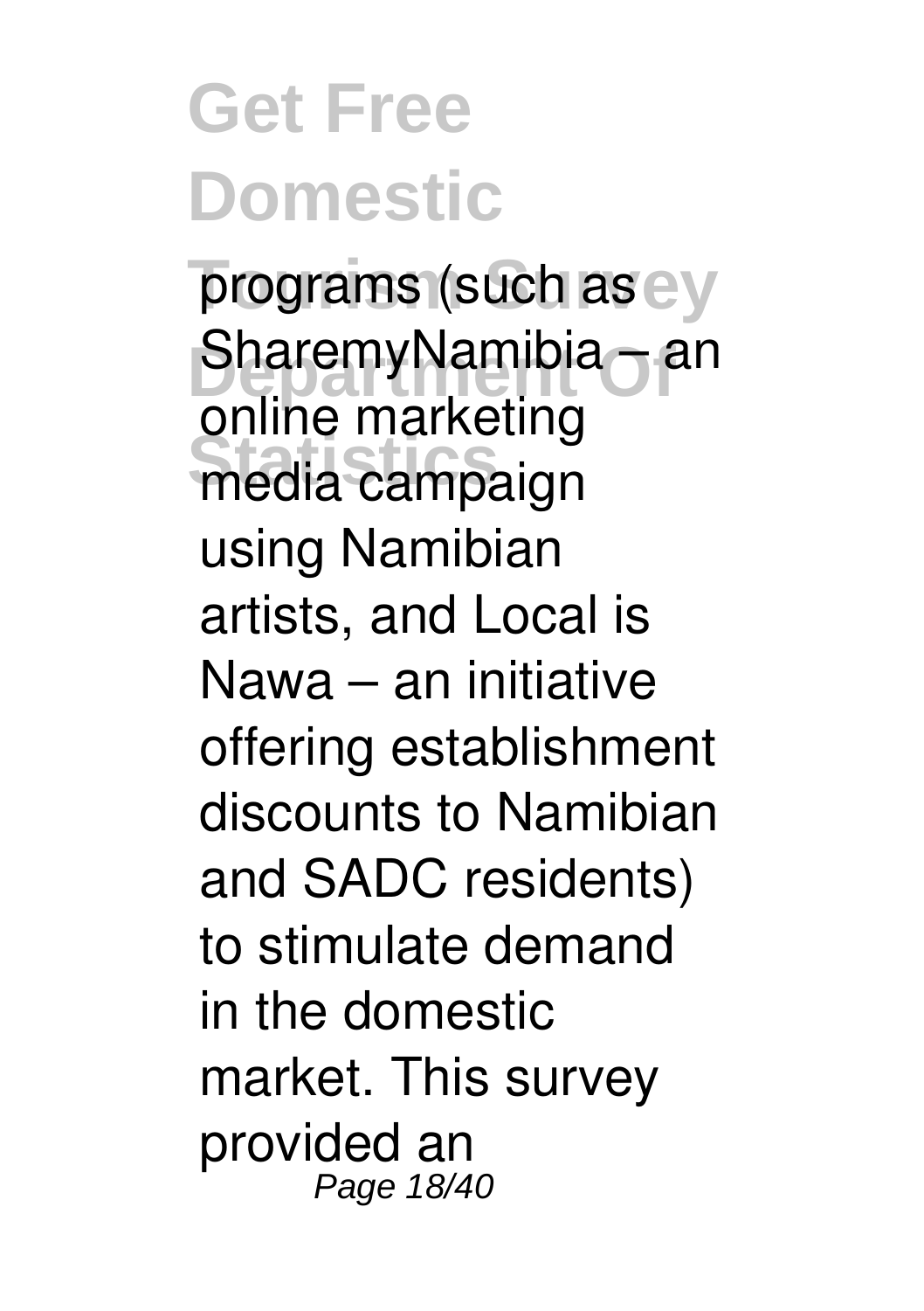programs (such as SharemyNamibia – an online marketing media campaign using Namibian artists, and Local is Nawa – an initiative offering establishment discounts to Namibian and SADC residents) to stimulate demand in the domestic market. This survey provided an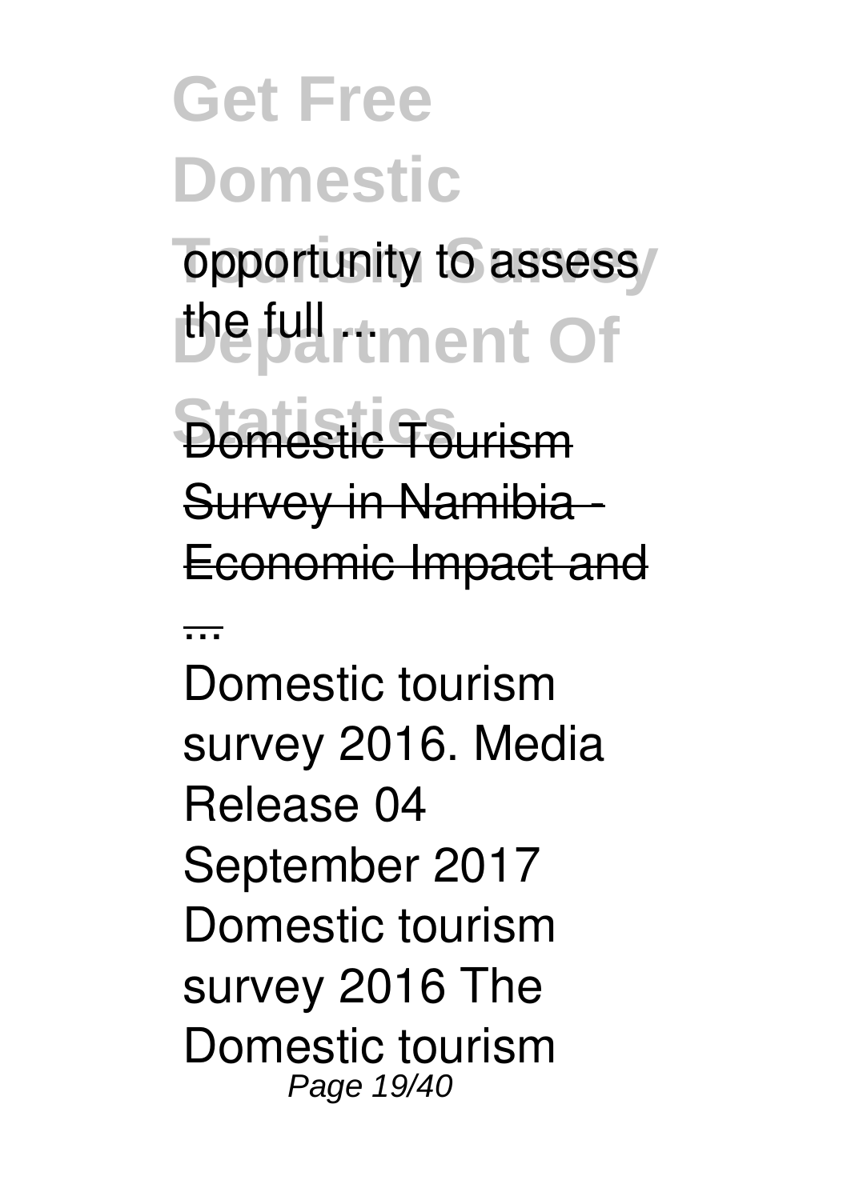opportunity to assess the full ...

Domestic Tourism Survey in Namibia - Economic Impact and ...

Domestic tourism survey 2016. Media Release 04 September 2017 Domestic tourism survey 2016 The Domestic tourism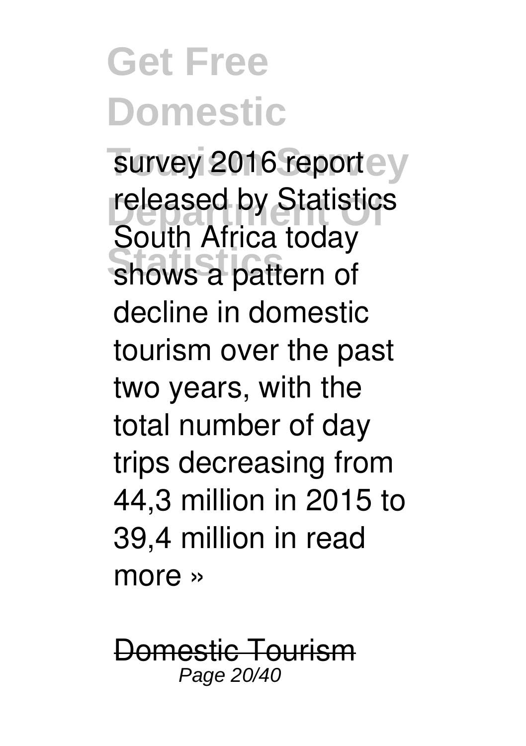survey 2016 report released by Statistics South Africa today shows a pattern of decline in domestic tourism over the past two years, with the total number of day trips decreasing from 44,3 million in 2015 to 39,4 million in read more »

Domestic Tourism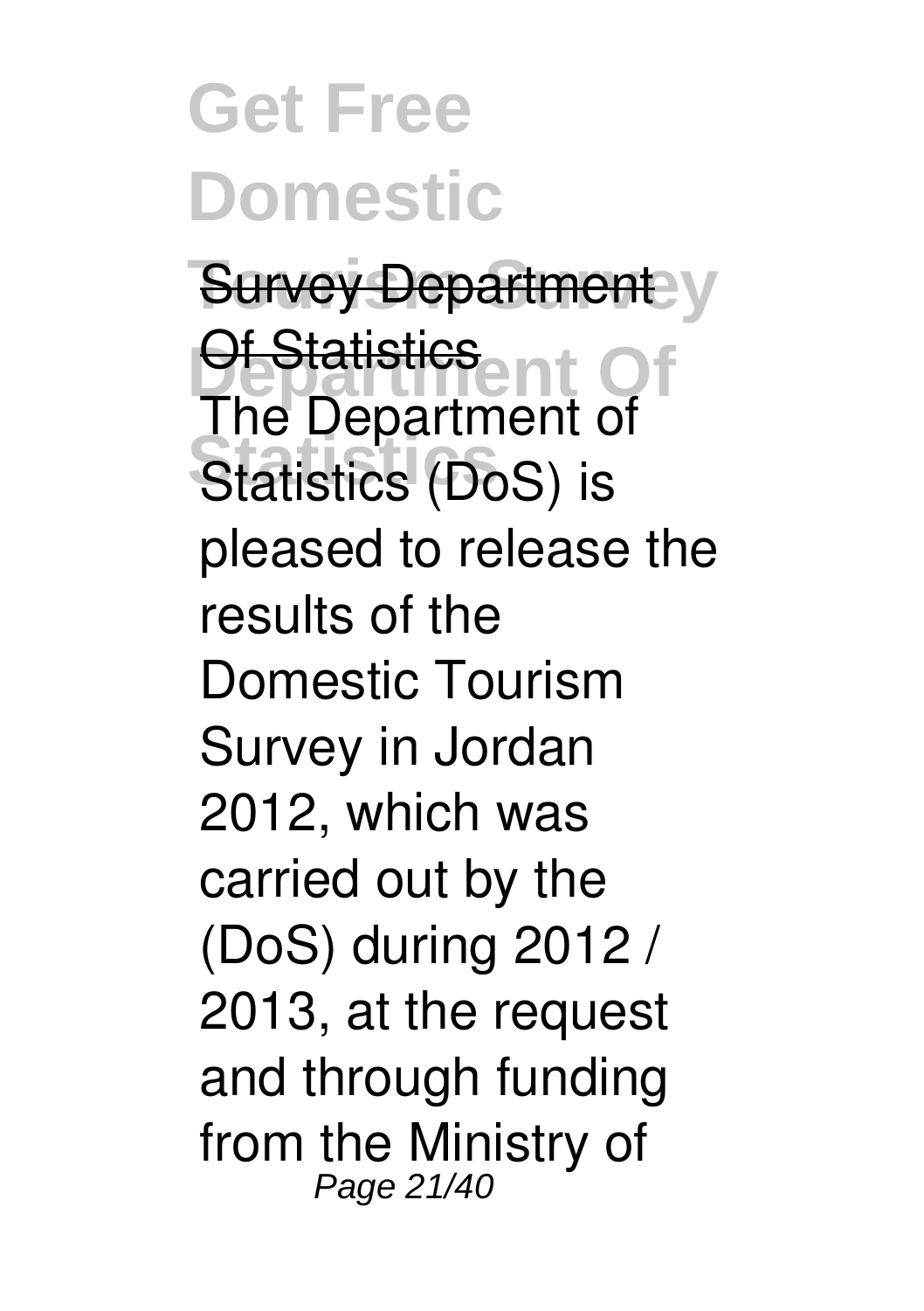Survey Department Of Statistics

The Department of Statistics (DoS) is pleased to release the results of the Domestic Tourism Survey in Jordan 2012, which was carried out by the (DoS) during 2012 / 2013, at the request and through funding from the Ministry of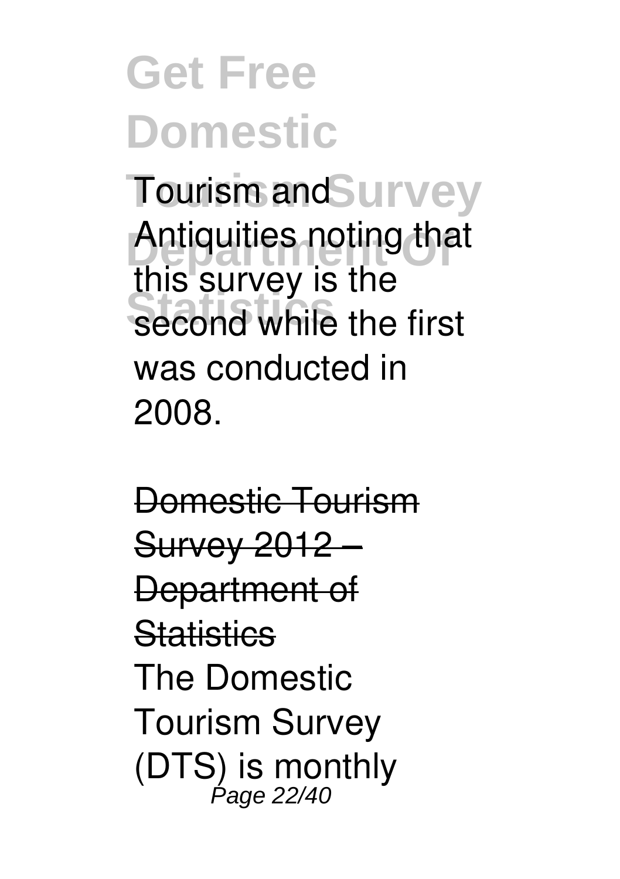Tourism and Antiquities noting that this survey is the second while the first was conducted in 2008.

Domestic Tourism Survey 2012 – Department of Statistics

The Domestic Tourism Survey (DTS) is monthly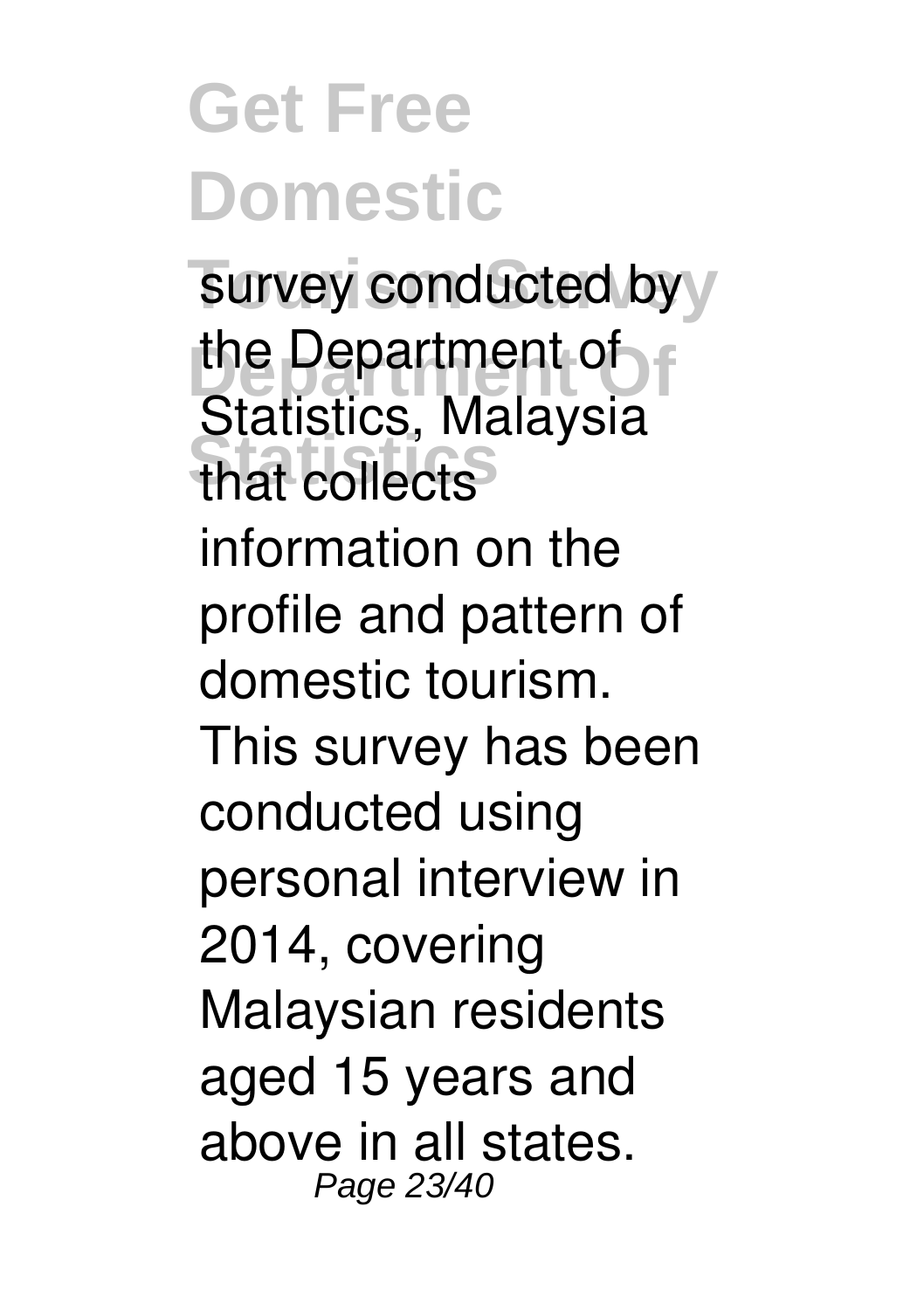survey conducted by the Department of Statistics, Malaysia that collects information on the profile and pattern of domestic tourism. This survey has been conducted using personal interview in 2014, covering Malaysian residents aged 15 years and above in all states.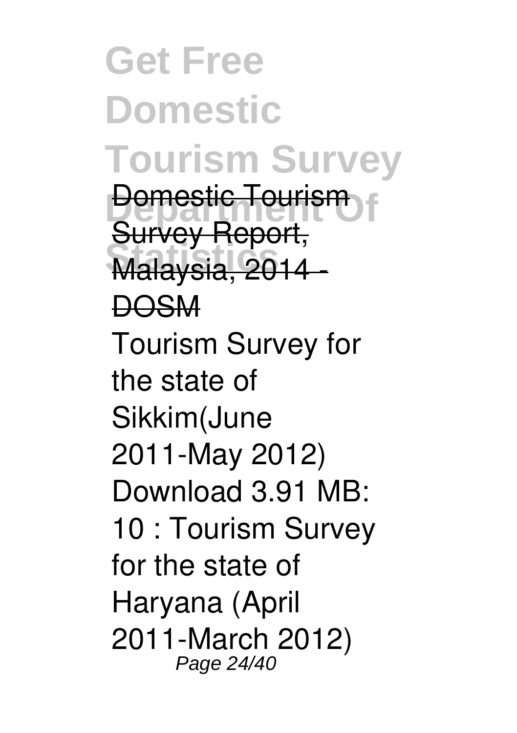Domestic Tourism Survey Report, Malaysia, 2014 - DOSM

Tourism Survey for the state of Sikkim(June 2011-May 2012) Download 3.91 MB: 10 : Tourism Survey for the state of Haryana (April 2011-March 2012)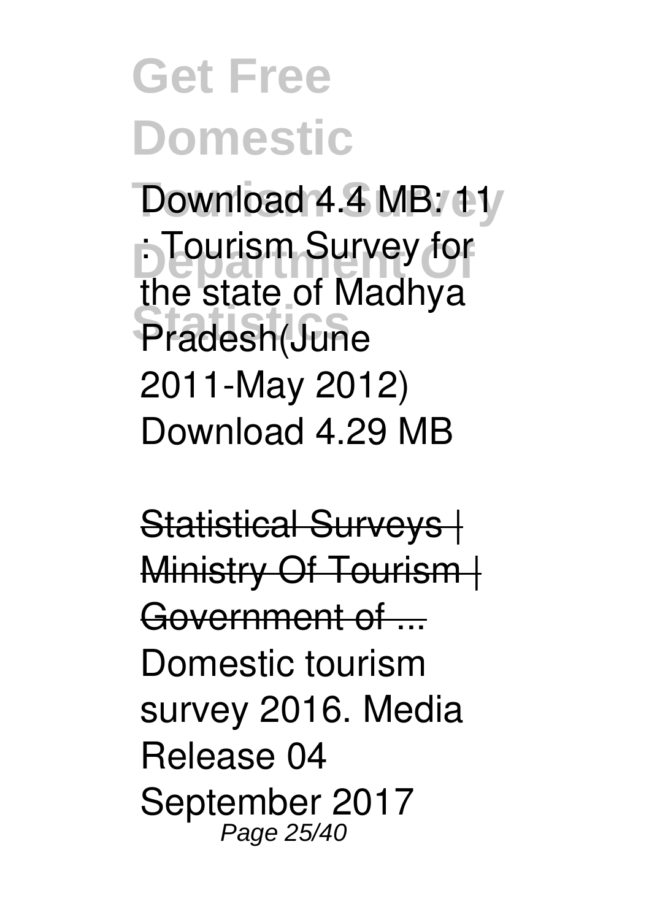Download 4.4 MB: 11 : Tourism Survey for the state of Madhya Pradesh(June 2011-May 2012) Download 4.29 MB

Statistical Surveys | Ministry Of Tourism | Government of ...

Domestic tourism survey 2016. Media Release 04 September 2017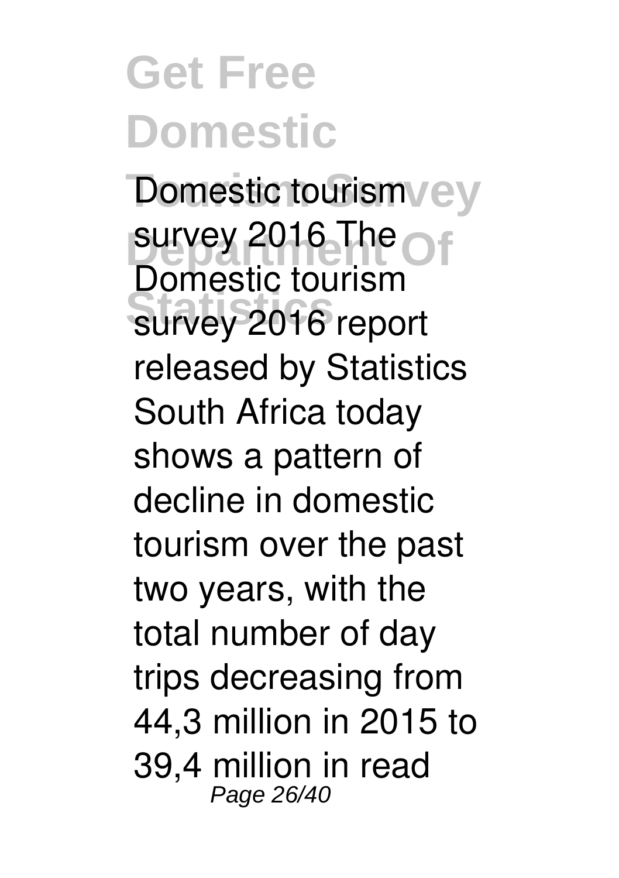Domestic tourism survey 2016 The Domestic tourism survey 2016 report released by Statistics South Africa today shows a pattern of decline in domestic tourism over the past two years, with the total number of day trips decreasing from 44,3 million in 2015 to 39,4 million in read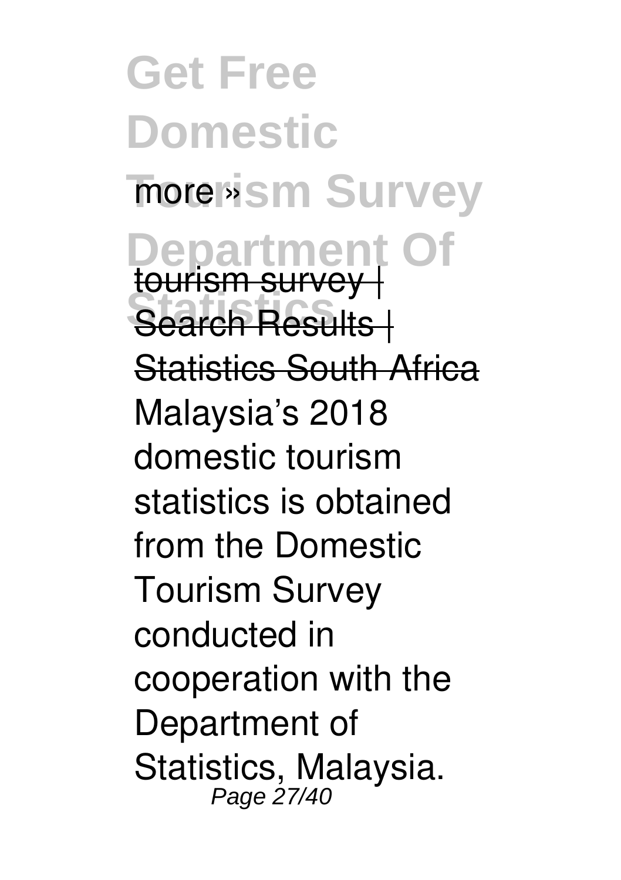more »

tourism survey | Search Results | Statistics South Africa

Malaysia's 2018 domestic tourism statistics is obtained from the Domestic Tourism Survey conducted in cooperation with the Department of Statistics, Malaysia.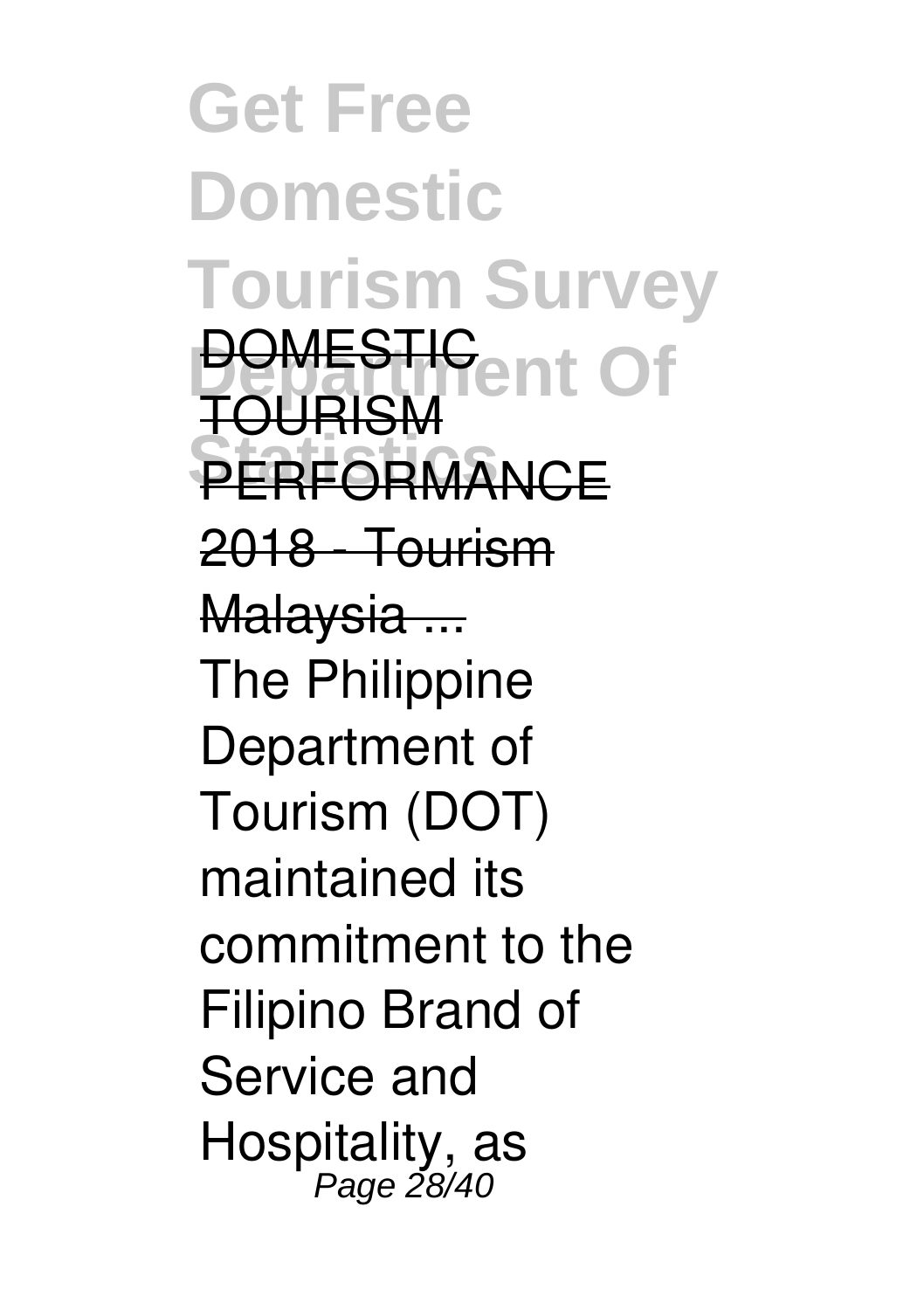DOMESTIC TOURISM PERFORMANCE 2018 - Tourism Malaysia ...

The Philippine Department of Tourism (DOT) maintained its commitment to the Filipino Brand of Service and Hospitality, as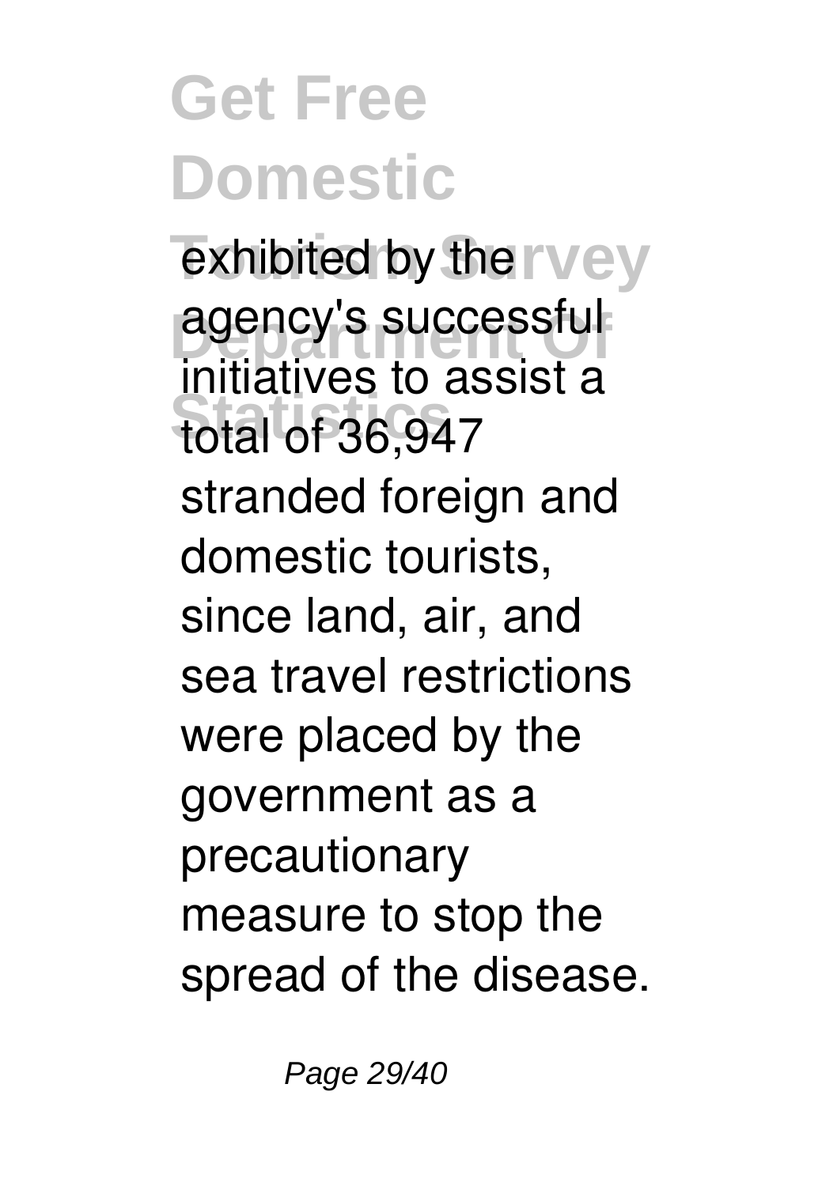exhibited by the agency's successful initiatives to assist a total of 36,947 stranded foreign and domestic tourists, since land, air, and sea travel restrictions were placed by the government as a precautionary measure to stop the spread of the disease.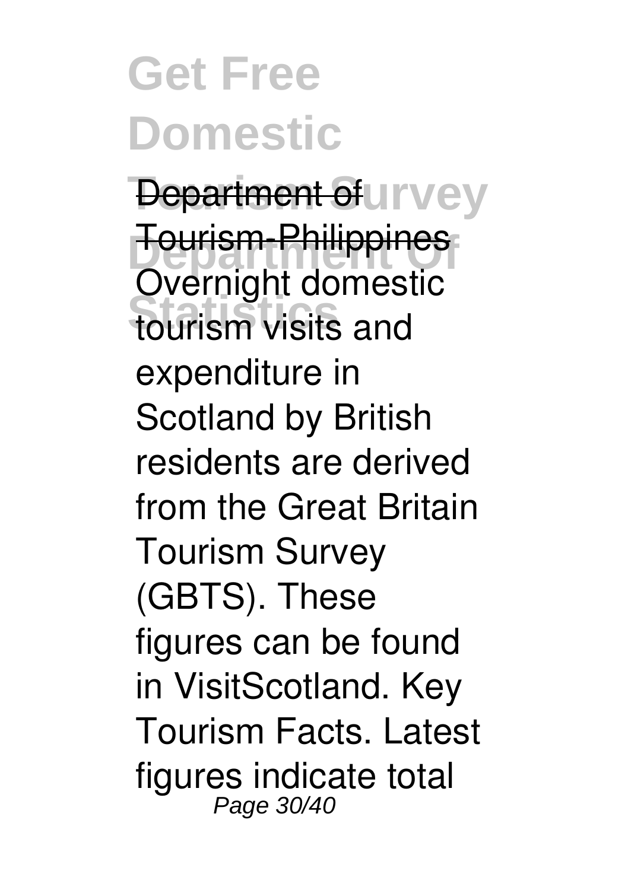Department of Tourism-Philippines

Overnight domestic tourism visits and expenditure in Scotland by British residents are derived from the Great Britain Tourism Survey (GBTS). These figures can be found in VisitScotland. Key Tourism Facts. Latest figures indicate total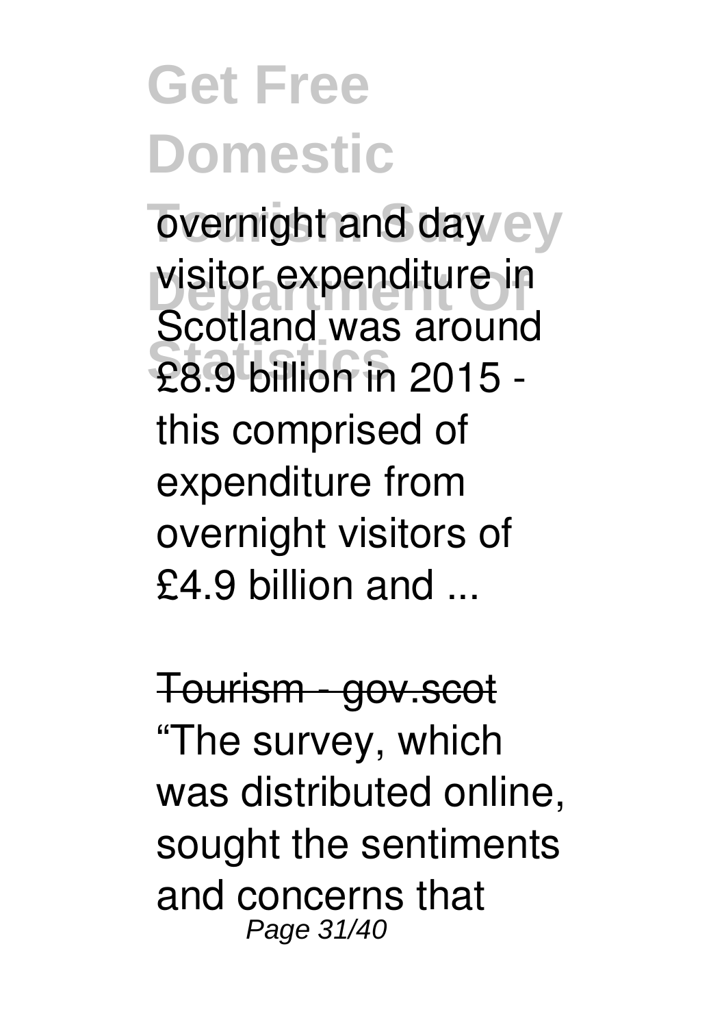overnight and day visitor expenditure in Scotland was around £8.9 billion in 2015 - this comprised of expenditure from overnight visitors of £4.9 billion and ...

~~Tourism - gov.scot~~

“The survey, which was distributed online, sought the sentiments and concerns that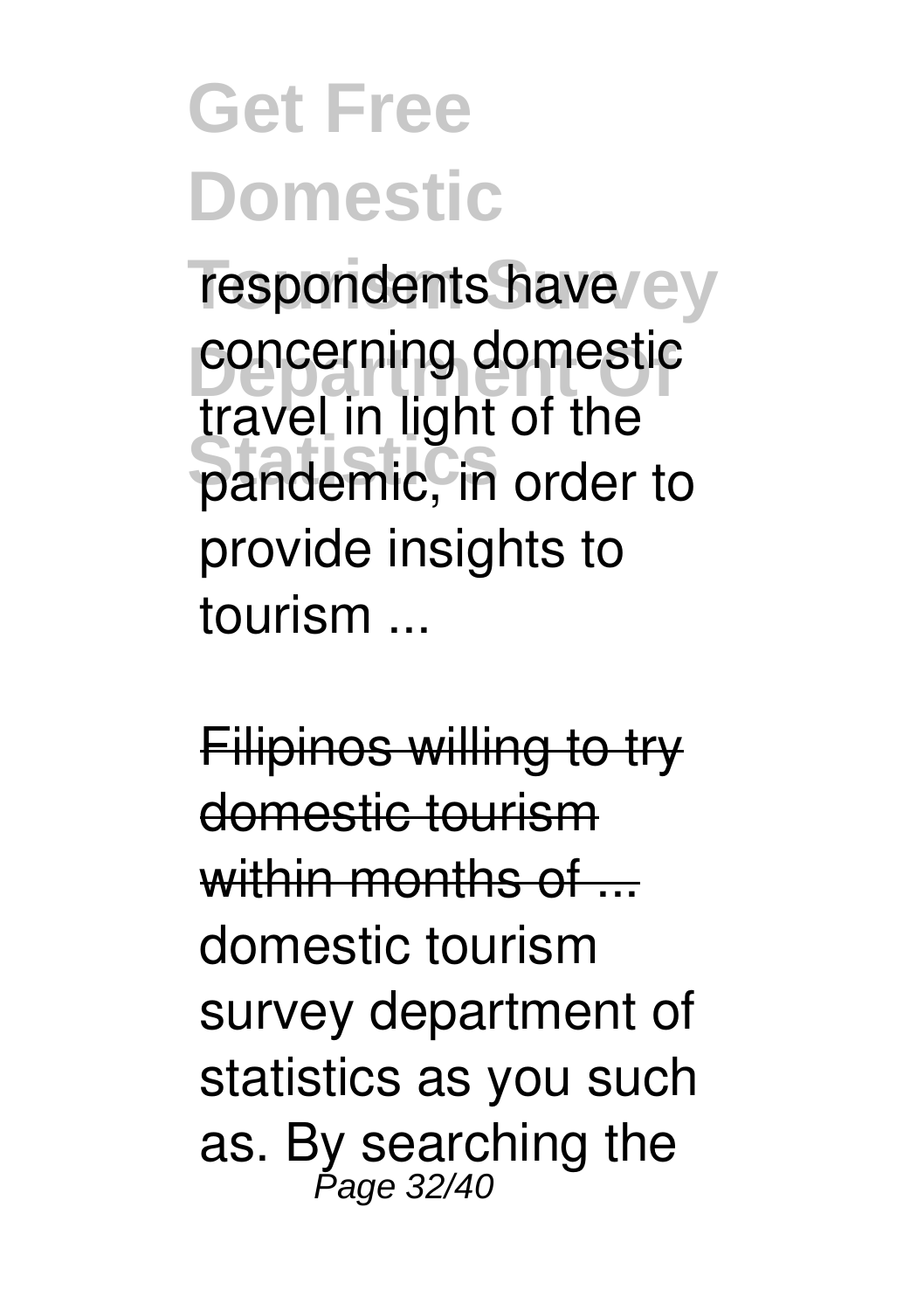respondents have concerning domestic travel in light of the pandemic, in order to provide insights to tourism ...

Filipinos willing to try domestic tourism within months of ...

domestic tourism survey department of statistics as you such as. By searching the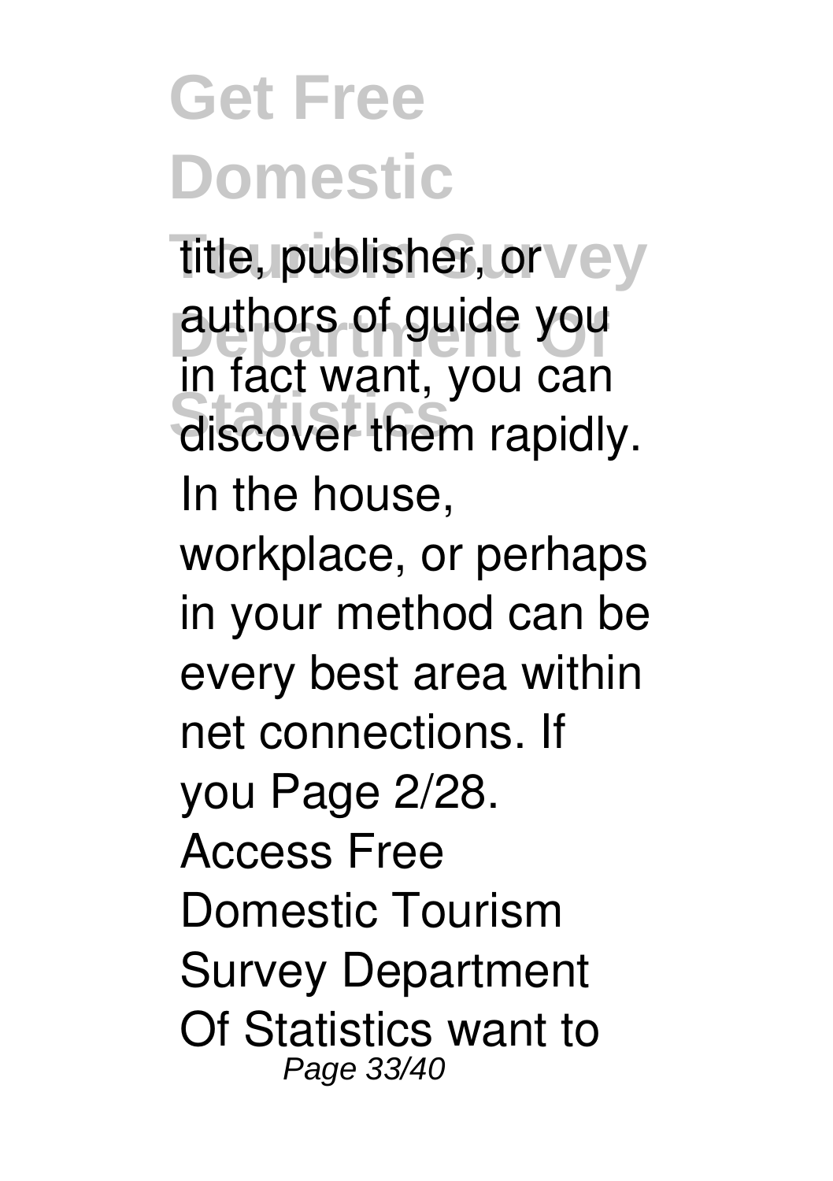title, publisher, or authors of guide you in fact want, you can discover them rapidly. In the house, workplace, or perhaps in your method can be every best area within net connections. If you Page 2/28. Access Free Domestic Tourism Survey Department Of Statistics want to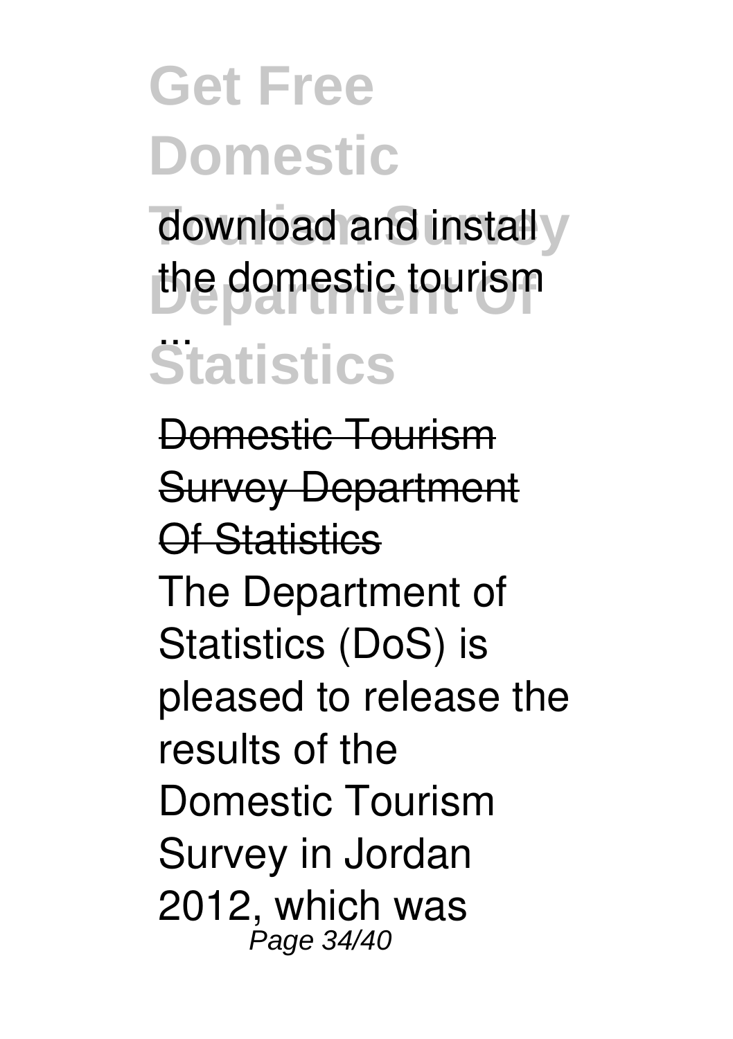download and install the domestic tourism ...

Domestic Tourism Survey Department Of Statistics

The Department of Statistics (DoS) is pleased to release the results of the Domestic Tourism Survey in Jordan 2012, which was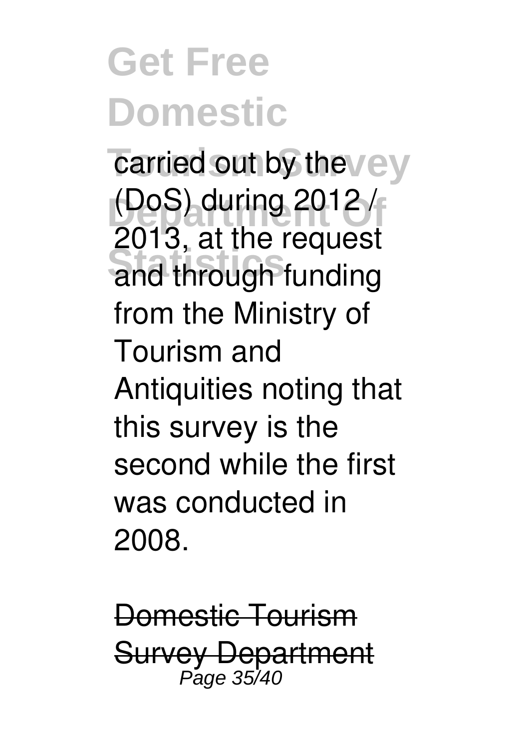carried out by the (DoS) during 2012 / 2013, at the request and through funding from the Ministry of Tourism and Antiquities noting that this survey is the second while the first was conducted in 2008.

Domestic Tourism Survey Department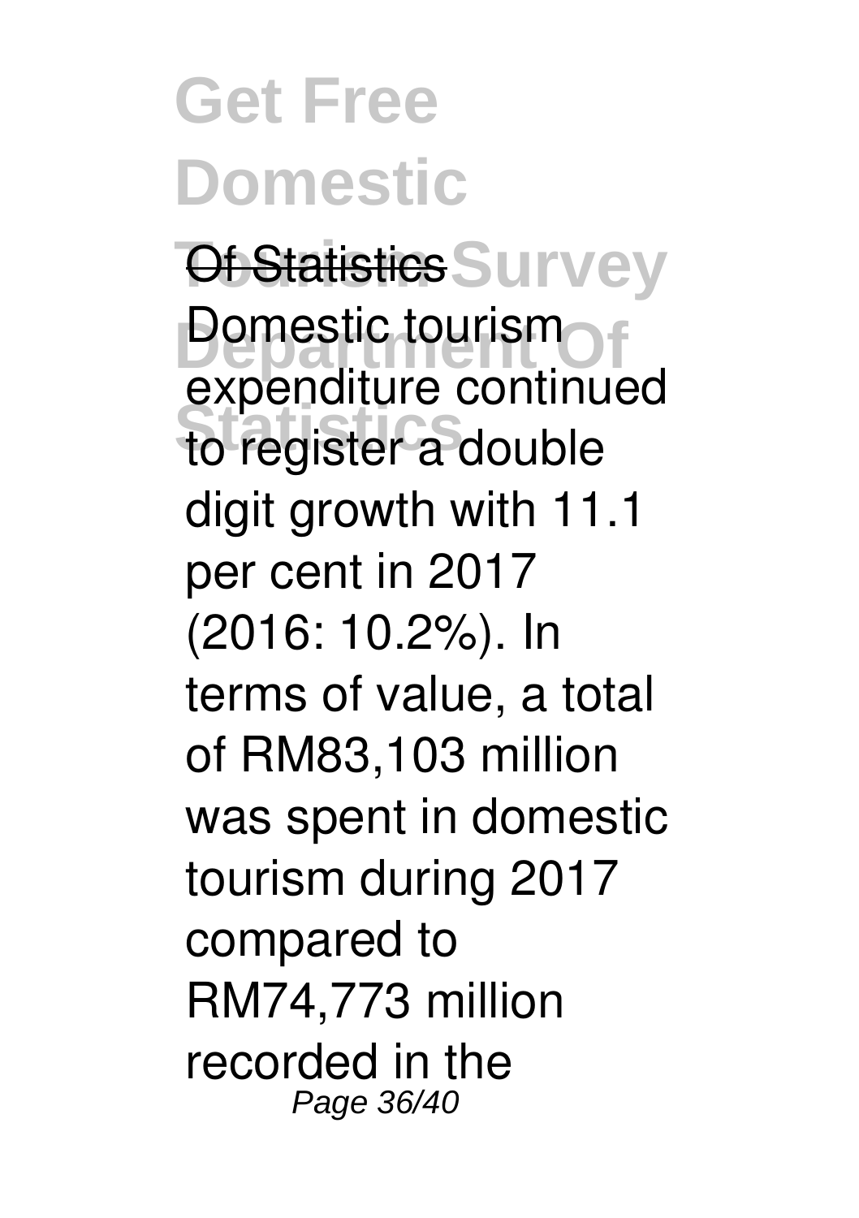Of Statistics

Domestic tourism expenditure continued to register a double digit growth with 11.1 per cent in 2017 (2016: 10.2%). In terms of value, a total of RM83,103 million was spent in domestic tourism during 2017 compared to RM74,773 million recorded in the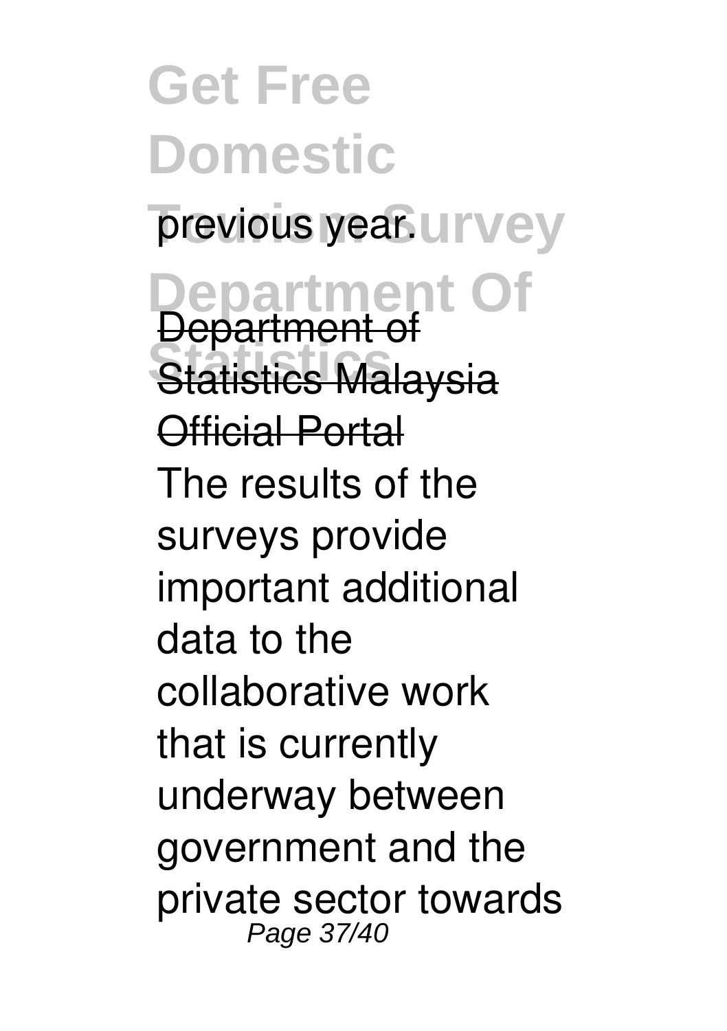previous year.

Department of Statistics Malaysia Official Portal

The results of the surveys provide important additional data to the collaborative work that is currently underway between government and the private sector towards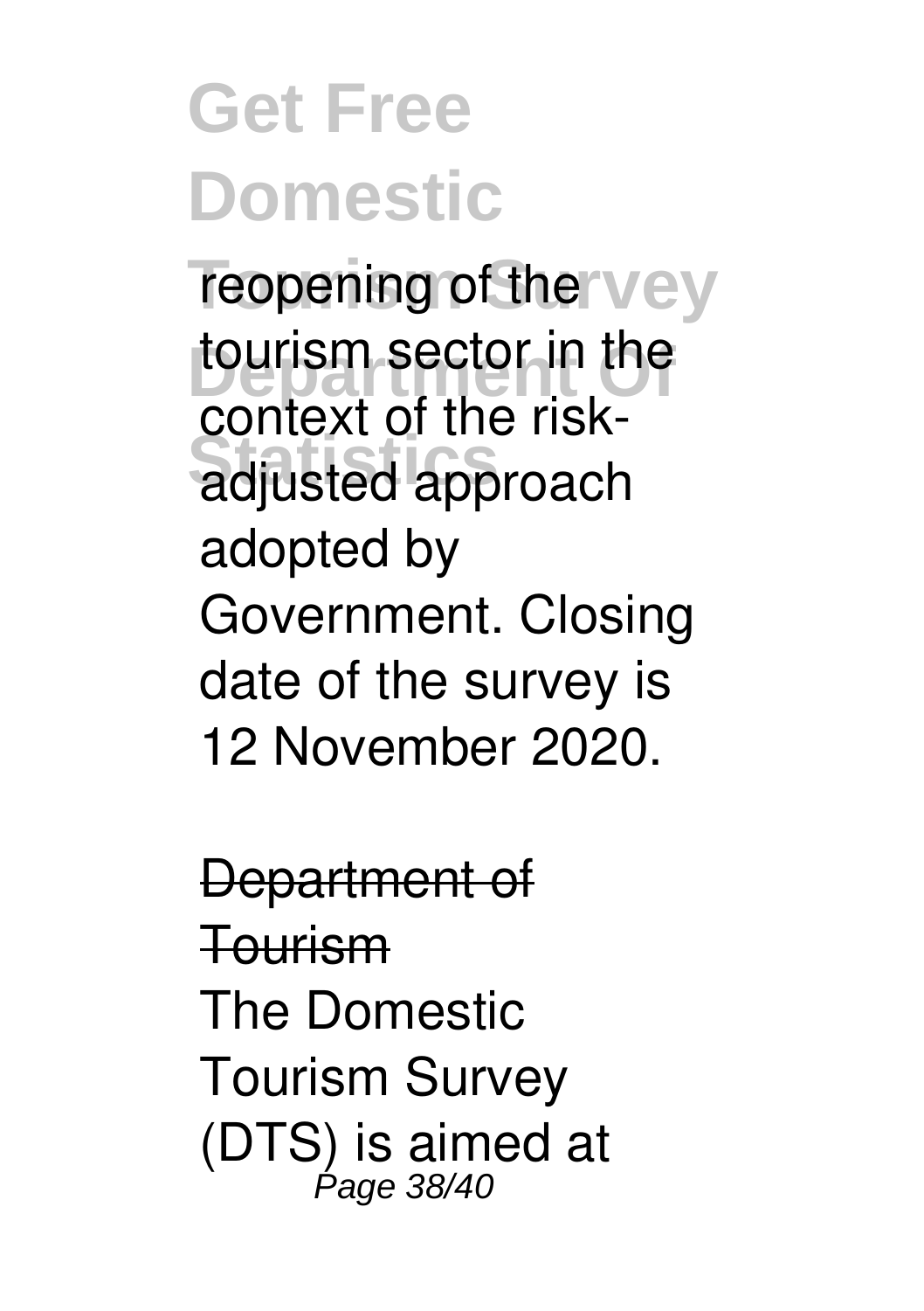reopening of the tourism sector in the context of the risk-adjusted approach adopted by Government. Closing date of the survey is 12 November 2020.

~~Department of Tourism~~

The Domestic Tourism Survey (DTS) is aimed at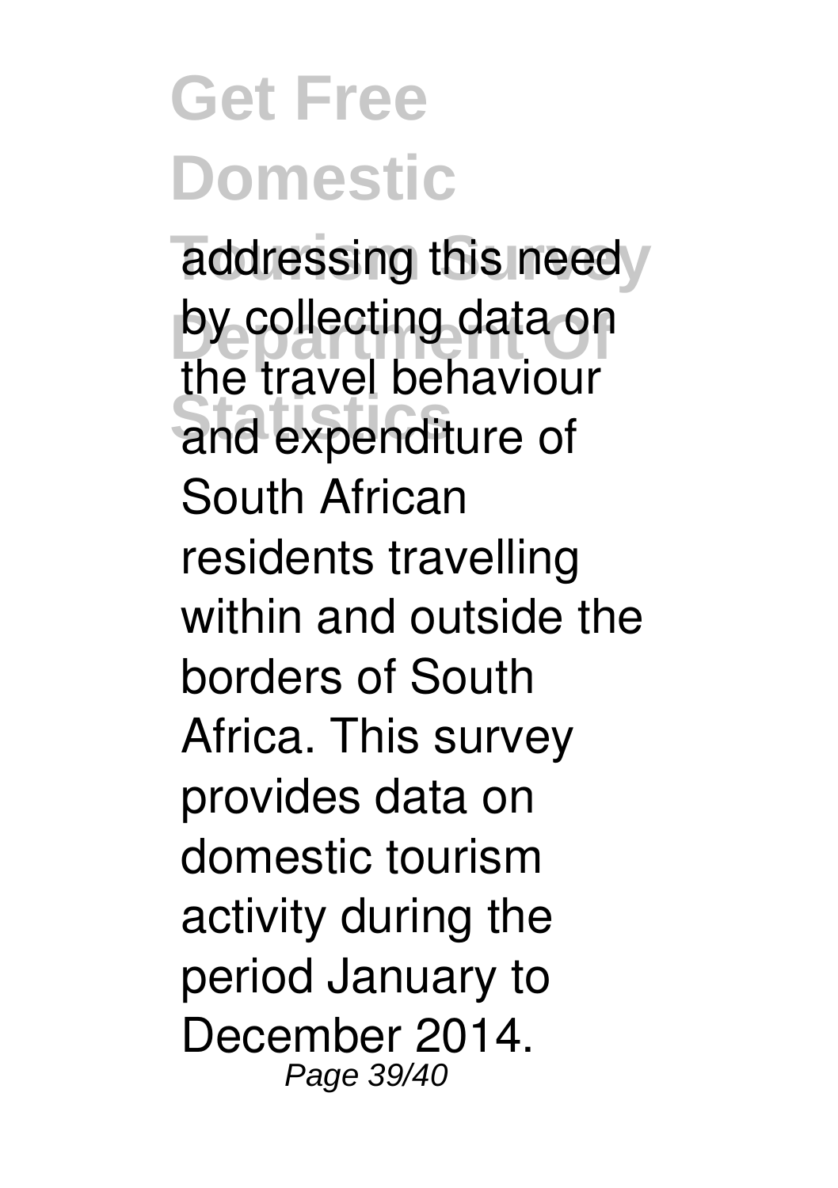addressing this need by collecting data on the travel behaviour and expenditure of South African residents travelling within and outside the borders of South Africa. This survey provides data on domestic tourism activity during the period January to December 2014.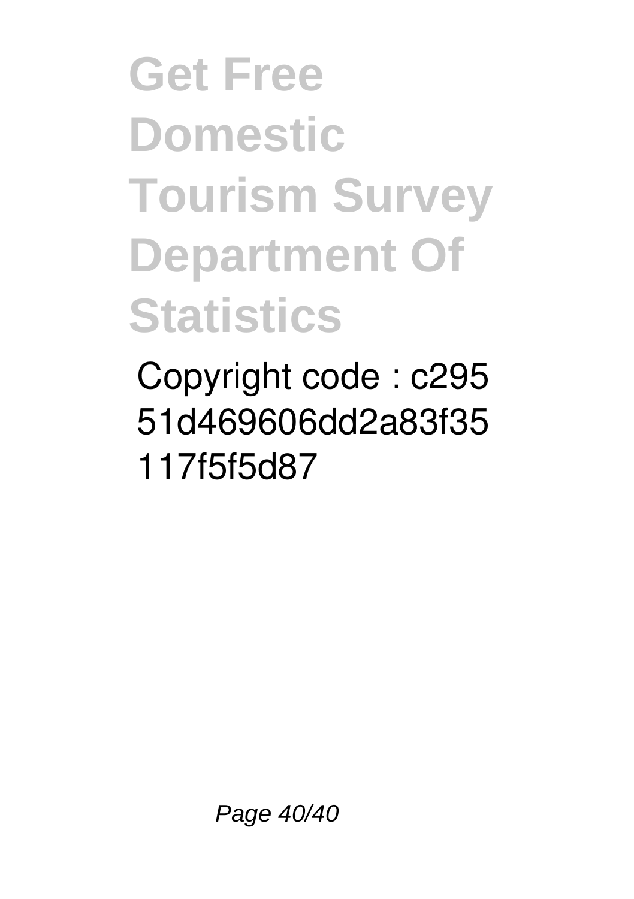Copyright code : c29551d469606dd2a83f35117f5f5d87